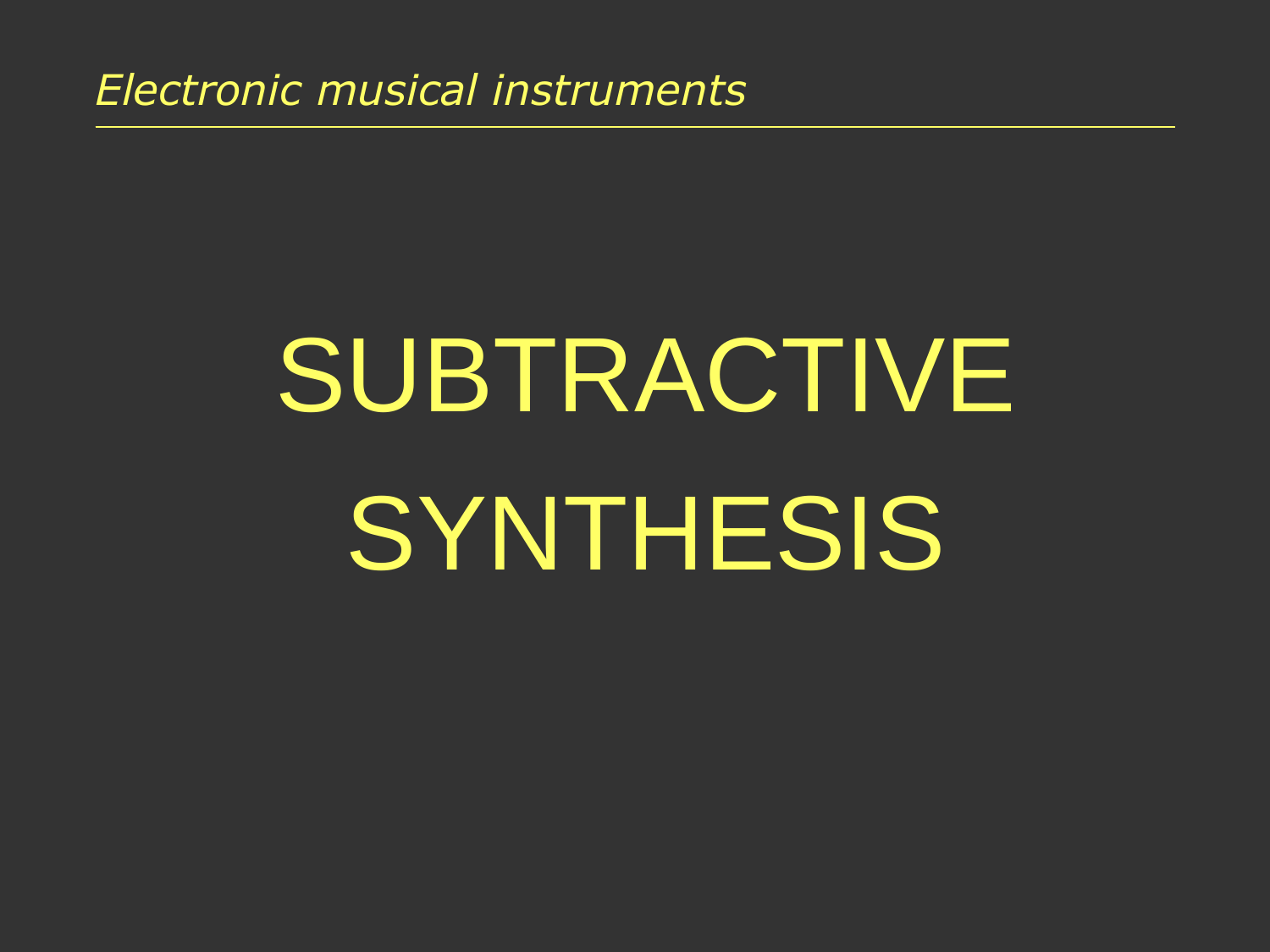# SUBTRACTIVE SYNTHESIS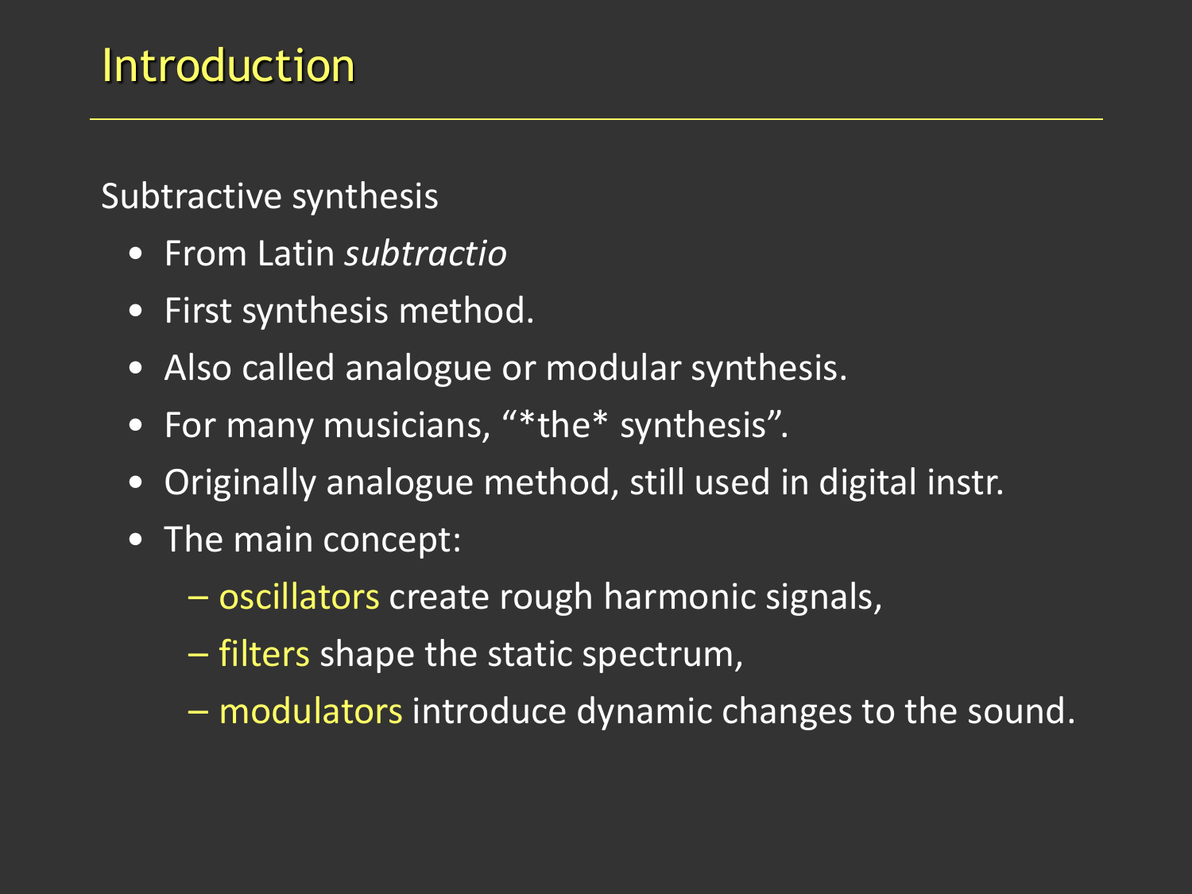# Introduction

Subtractive synthesis

- From Latin *subtractio*
- First synthesis method.
- Also called analogue or modular synthesis.
- For many musicians, "*the* synthesis".
- Originally analogue method, still used in digital instr.
- The main concept:
  - oscillators create rough harmonic signals,
  - filters shape the static spectrum,
  - modulators introduce dynamic changes to the sound.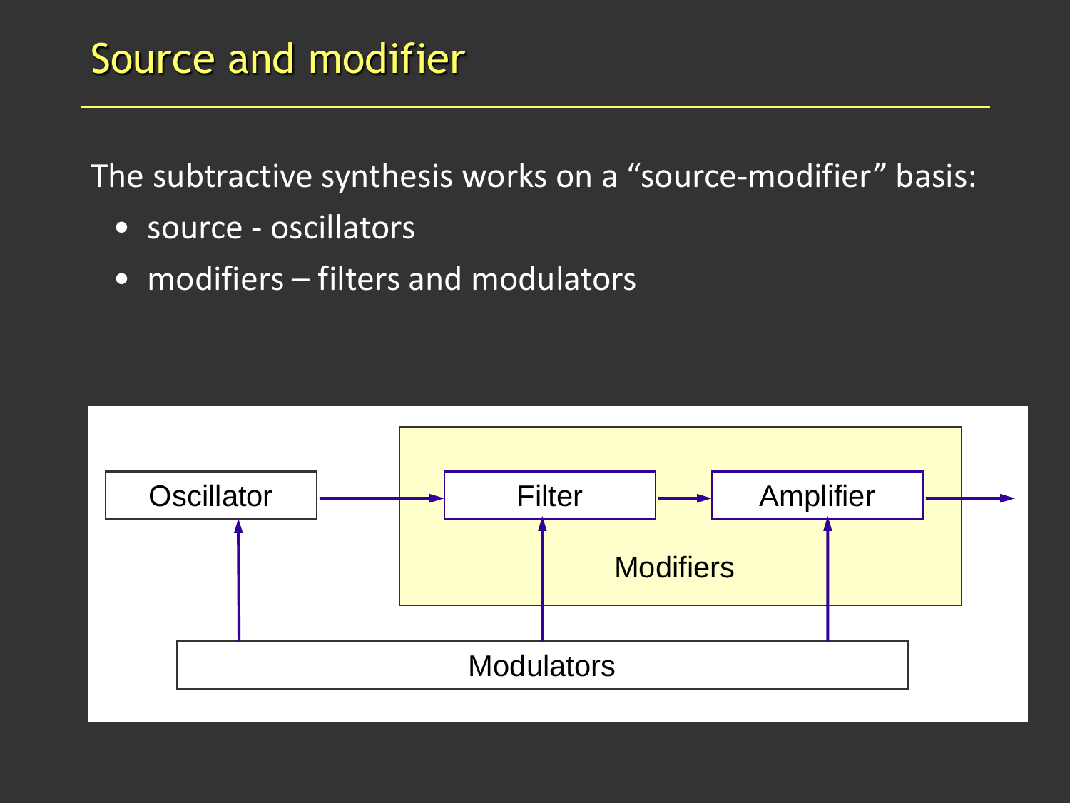# Source and modifier

The subtractive synthesis works on a “source-modifier” basis:

- source - oscillators
- modifiers – filters and modulators

Oscillator

Filter

Amplifier

Modifiers

Modulators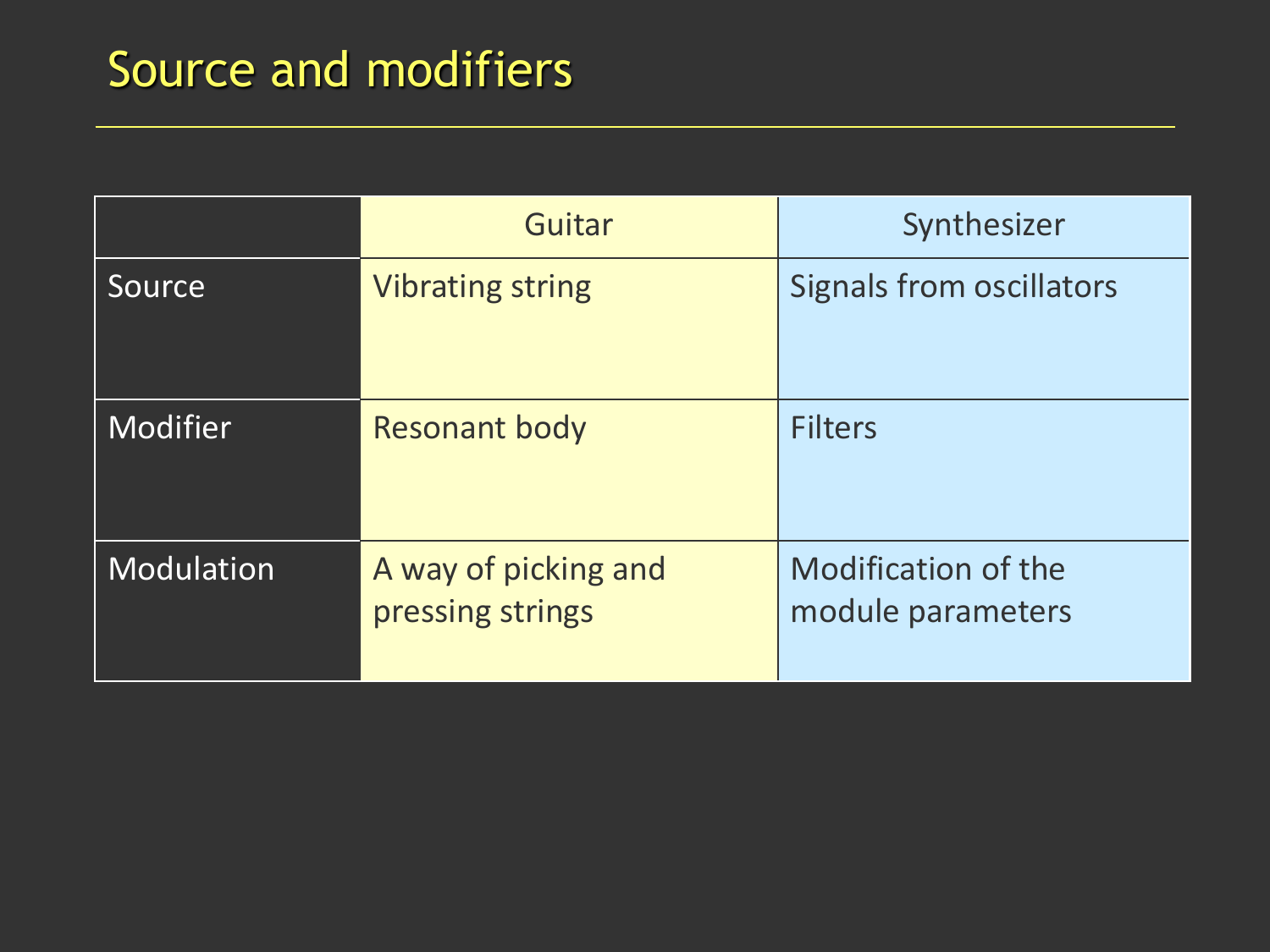# Source and modifiers

| | Guitar | Synthesizer |
|---|---|---|
| Source | Vibrating string | Signals from oscillators |
| Modifier | Resonant body | Filters |
| Modulation | A way of picking and pressing strings | Modification of the module parameters |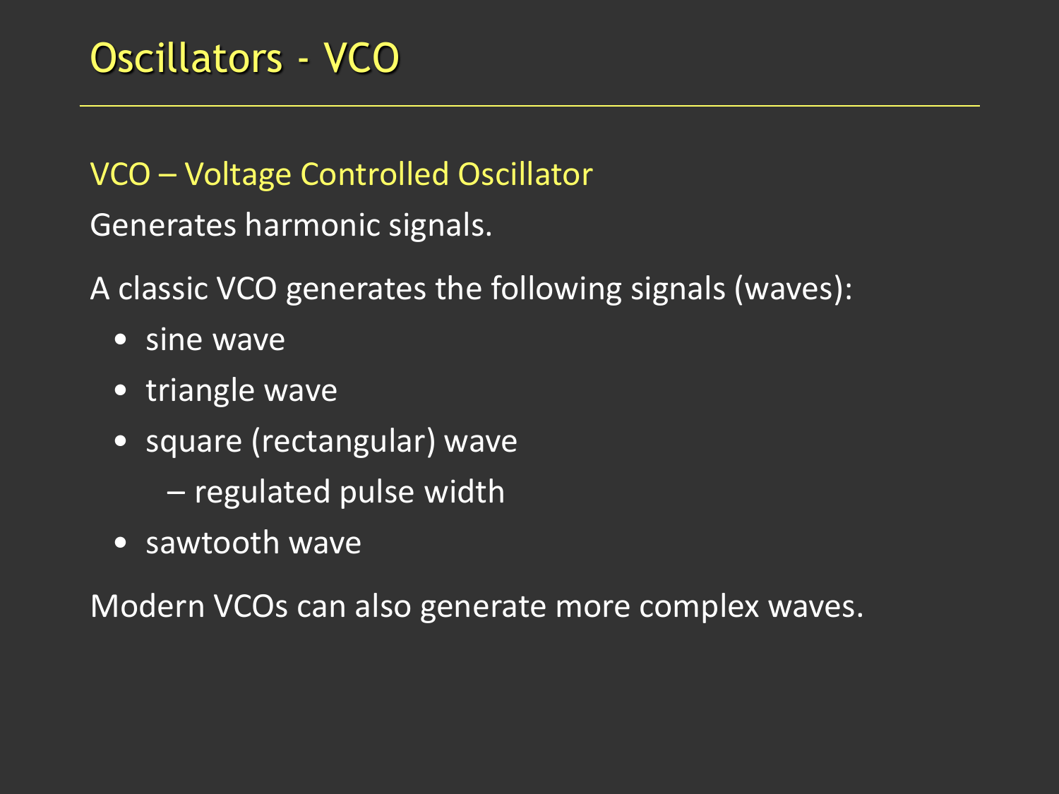# Oscillators - VCO

## VCO – Voltage Controlled Oscillator

Generates harmonic signals.

A classic VCO generates the following signals (waves):

- sine wave
- triangle wave
- square (rectangular) wave
  - regulated pulse width
- sawtooth wave

Modern VCOs can also generate more complex waves.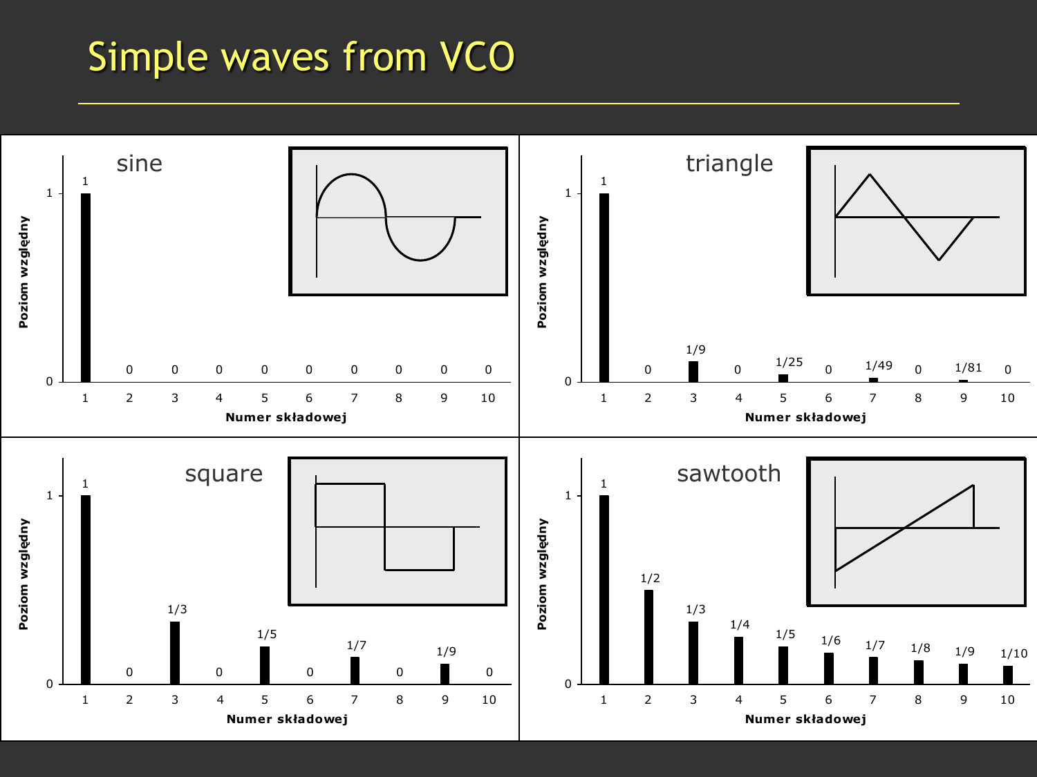# Simple waves from VCO

## sine

| Numer składowej | 1 | 2 | 3 | 4 | 5 | 6 | 7 | 8 | 9 | 10 |
|---|---|---|---|---|---|---|---|---|---|---|
| Poziom względny | 1 | 0 | 0 | 0 | 0 | 0 | 0 | 0 | 0 | 0 |

## triangle

| Numer składowej | 1 | 2 | 3 | 4 | 5 | 6 | 7 | 8 | 9 | 10 |
|---|---|---|---|---|---|---|---|---|---|---|
| Poziom względny | 1 | 0 | 1/9 | 0 | 1/25 | 0 | 1/49 | 0 | 1/81 | 0 |

## square

| Numer składowej | 1 | 2 | 3 | 4 | 5 | 6 | 7 | 8 | 9 | 10 |
|---|---|---|---|---|---|---|---|---|---|---|
| Poziom względny | 1 | 0 | 1/3 | 0 | 1/5 | 0 | 1/7 | 0 | 1/9 | 0 |

## sawtooth

| Numer składowej | 1 | 2 | 3 | 4 | 5 | 6 | 7 | 8 | 9 | 10 |
|---|---|---|---|---|---|---|---|---|---|---|
| Poziom względny | 1 | 1/2 | 1/3 | 1/4 | 1/5 | 1/6 | 1/7 | 1/8 | 1/9 | 1/10 |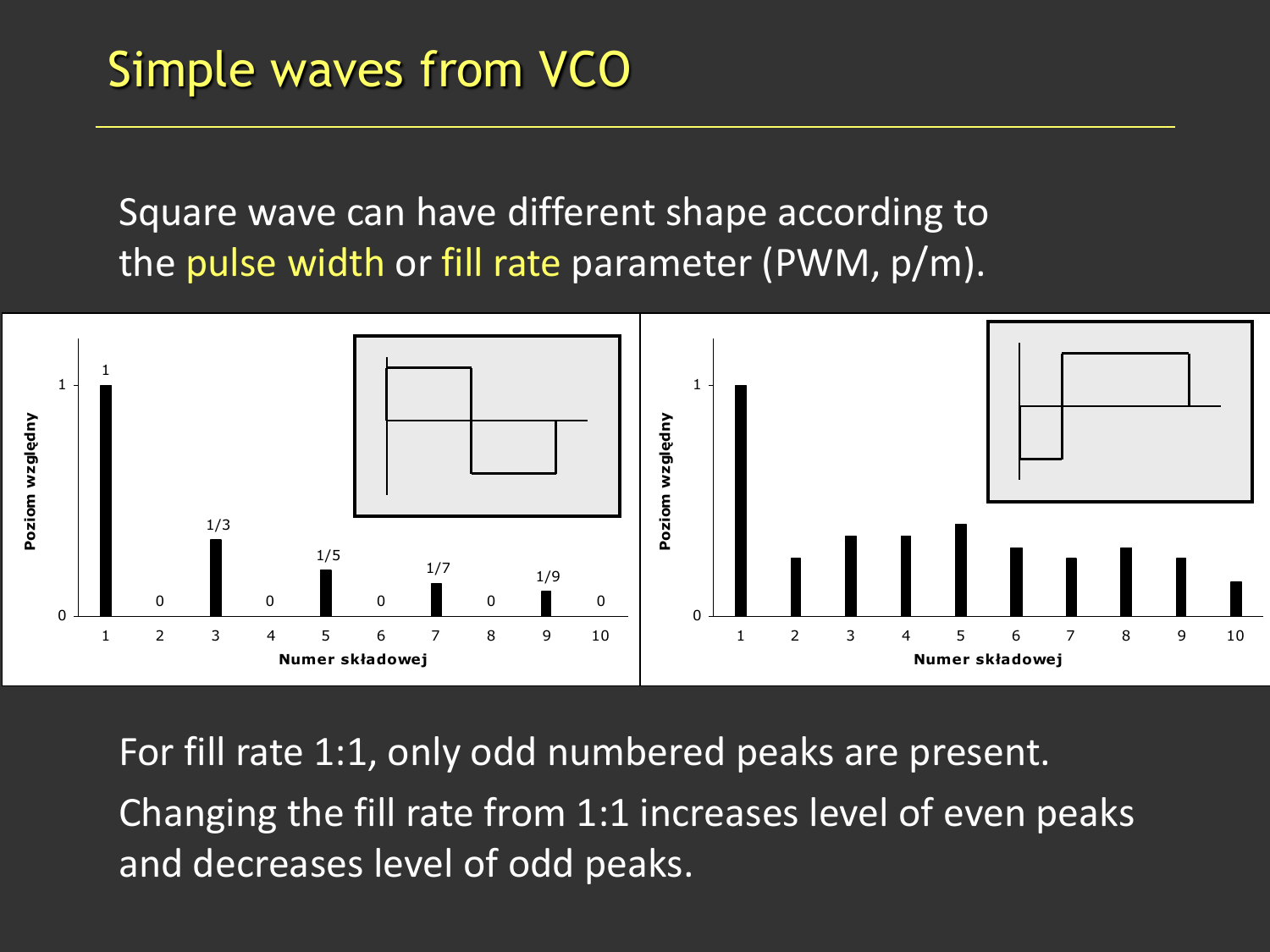# Simple waves from VCO

Square wave can have different shape according to the pulse width or fill rate parameter (PWM, p/m).

For fill rate 1:1, only odd numbered peaks are present.

Changing the fill rate from 1:1 increases level of even peaks and decreases level of odd peaks.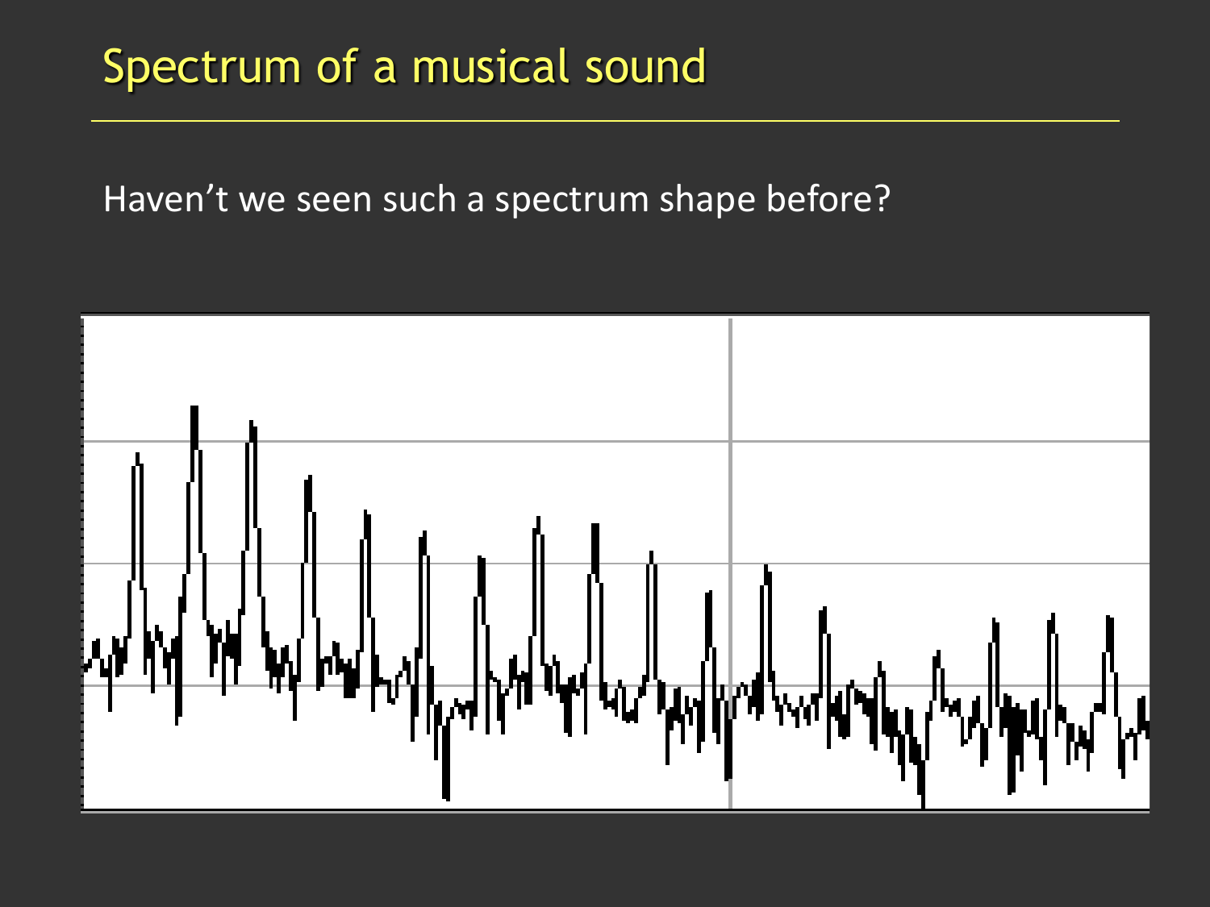# Spectrum of a musical sound

Haven't we seen such a spectrum shape before?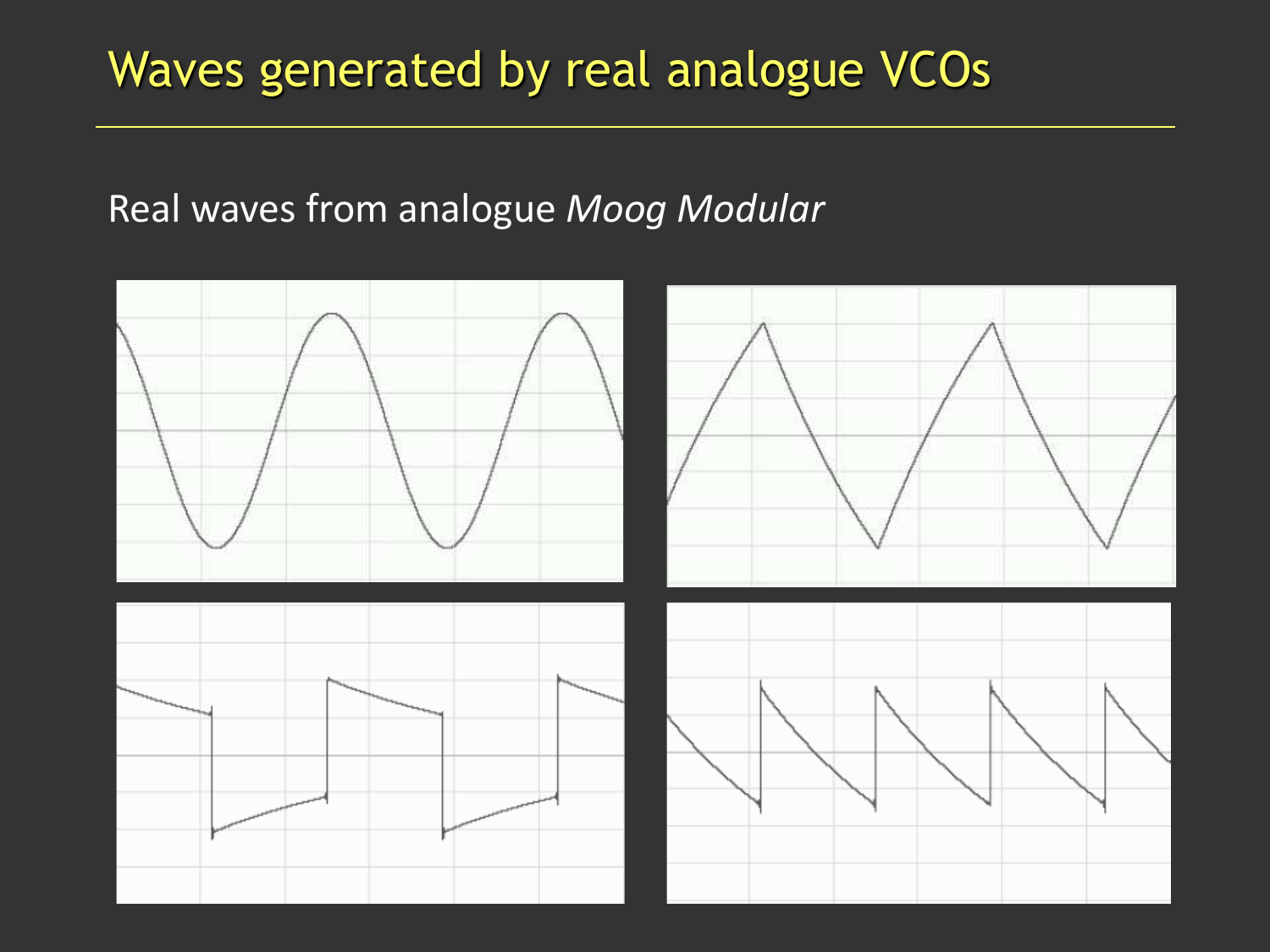# Waves generated by real analogue VCOs

Real waves from analogue *Moog Modular*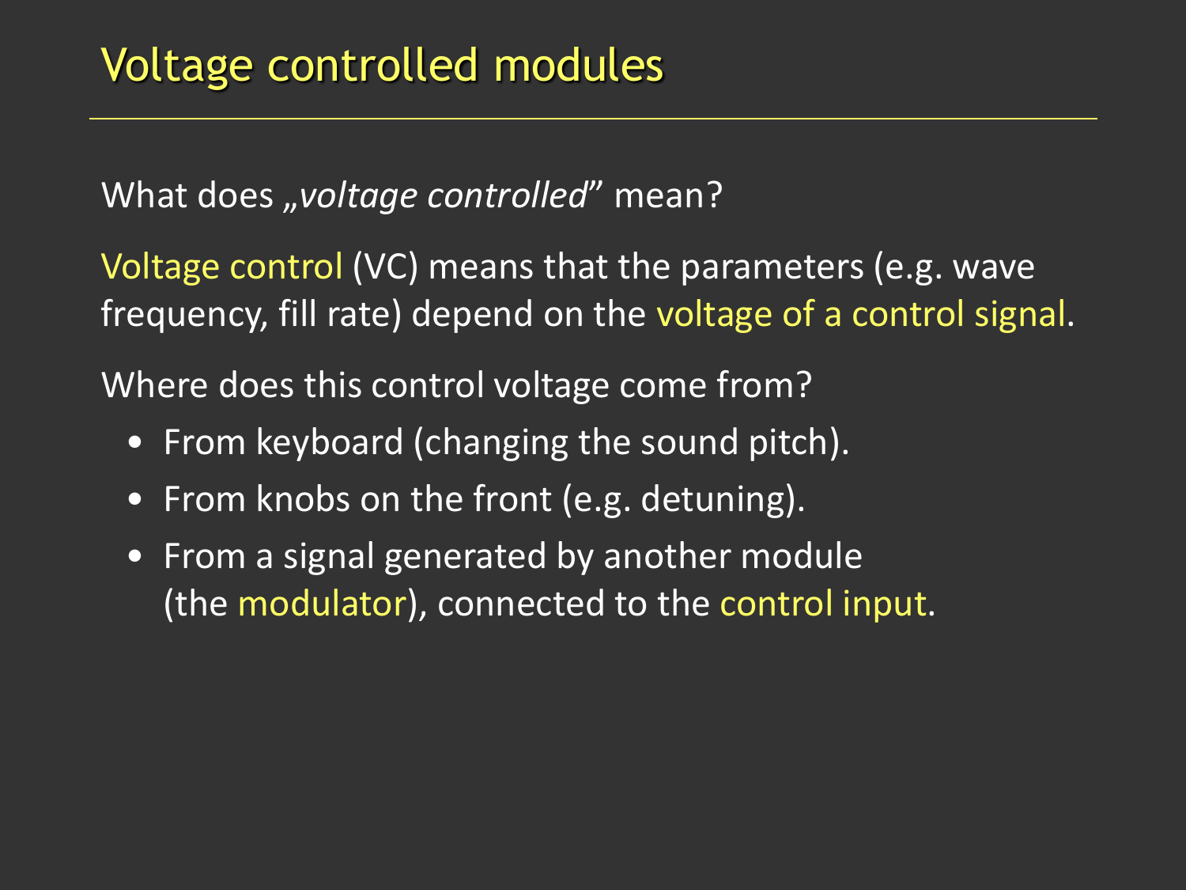# Voltage controlled modules

What does *„voltage controlled*" mean?

Voltage control (VC) means that the parameters (e.g. wave frequency, fill rate) depend on the voltage of a control signal.

Where does this control voltage come from?

- From keyboard (changing the sound pitch).
- From knobs on the front (e.g. detuning).
- From a signal generated by another module (the modulator), connected to the control input.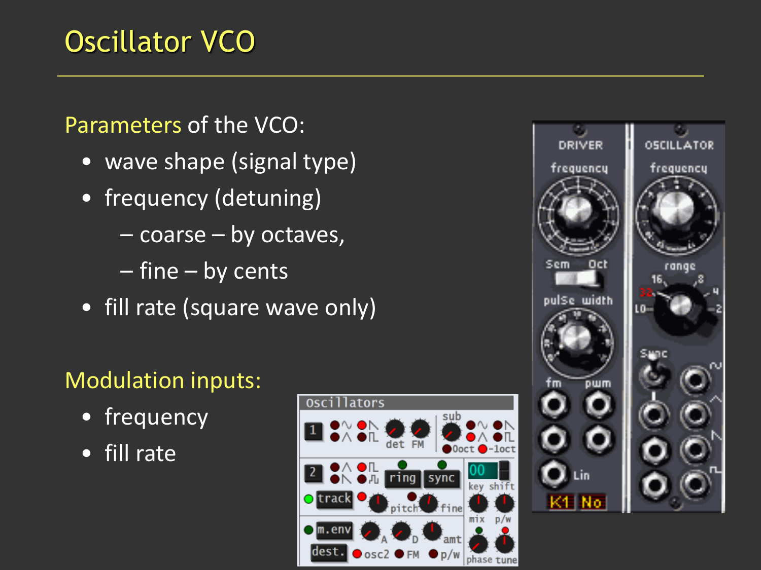# Oscillator VCO

Parameters of the VCO:

- wave shape (signal type)
- frequency (detuning)
  - coarse – by octaves,
  - fine – by cents
- fill rate (square wave only)

Modulation inputs:

- frequency
- fill rate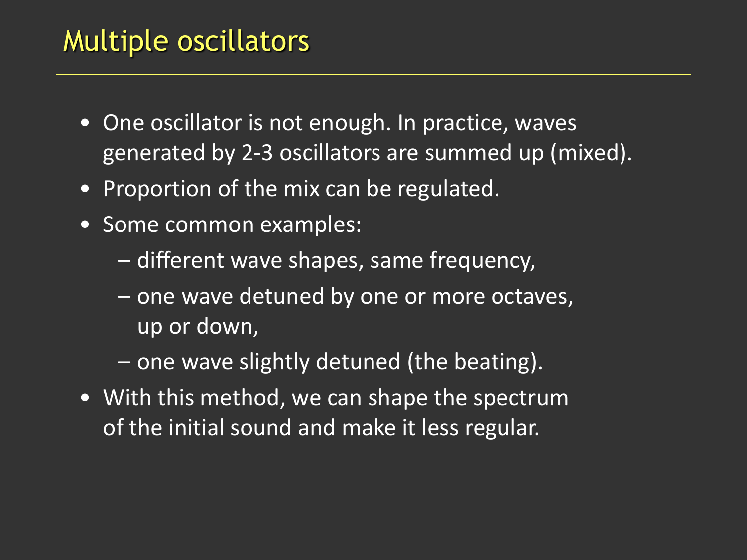# Multiple oscillators

- One oscillator is not enough. In practice, waves generated by 2-3 oscillators are summed up (mixed).
- Proportion of the mix can be regulated.
- Some common examples:
  - different wave shapes, same frequency,
  - one wave detuned by one or more octaves, up or down,
  - one wave slightly detuned (the beating).
- With this method, we can shape the spectrum of the initial sound and make it less regular.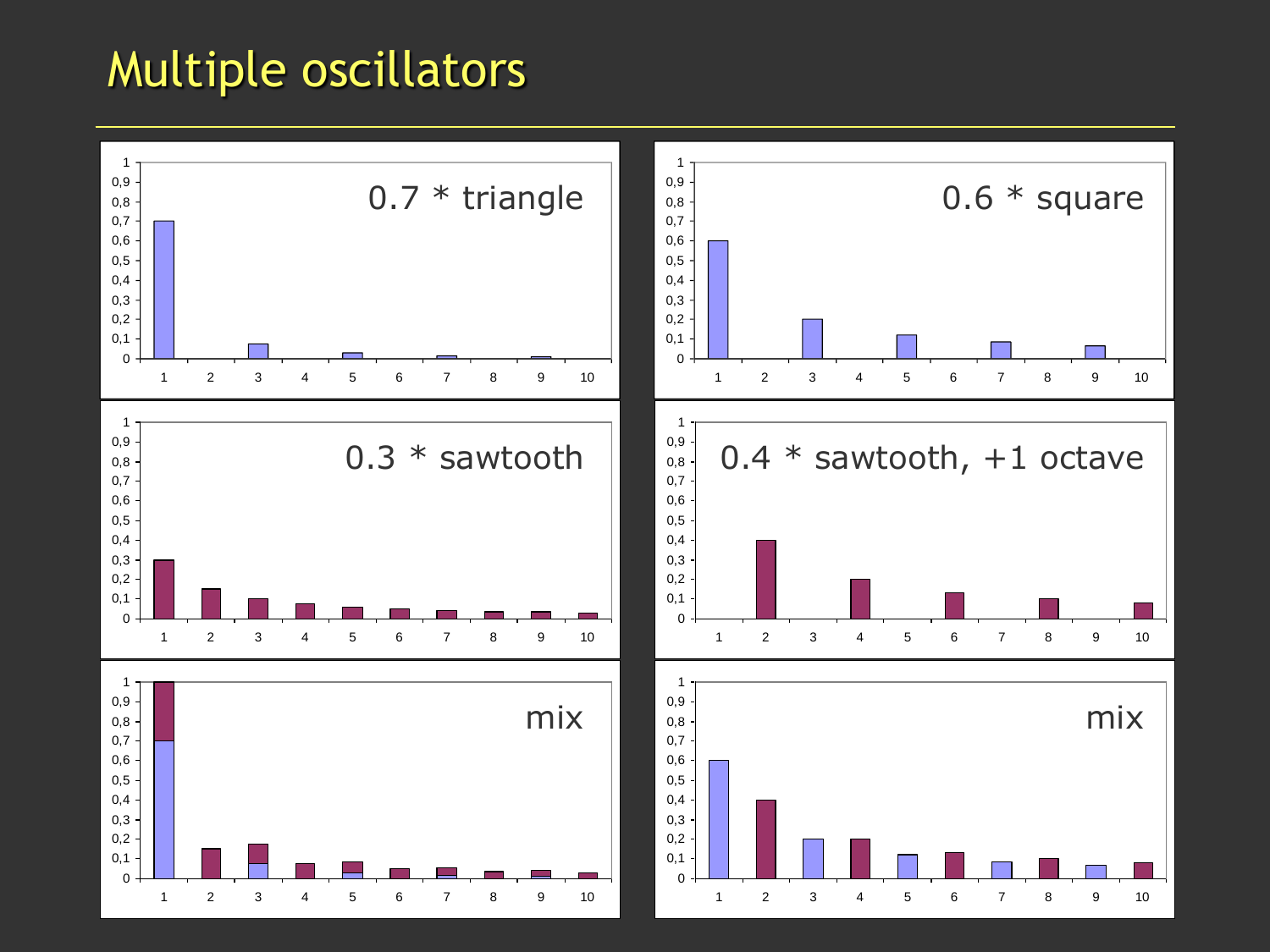# Multiple oscillators

0.7 * triangle

0.6 * square

0.3 * sawtooth

0.4 * sawtooth, +1 octave

mix

mix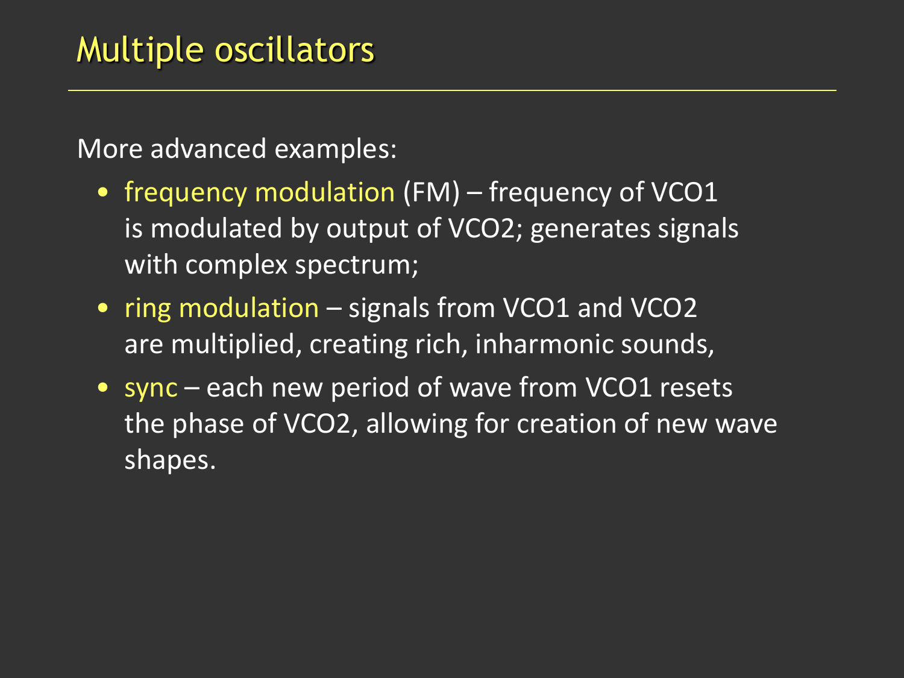# Multiple oscillators

More advanced examples:

- frequency modulation (FM) – frequency of VCO1 is modulated by output of VCO2; generates signals with complex spectrum;
- ring modulation – signals from VCO1 and VCO2 are multiplied, creating rich, inharmonic sounds,
- sync – each new period of wave from VCO1 resets the phase of VCO2, allowing for creation of new wave shapes.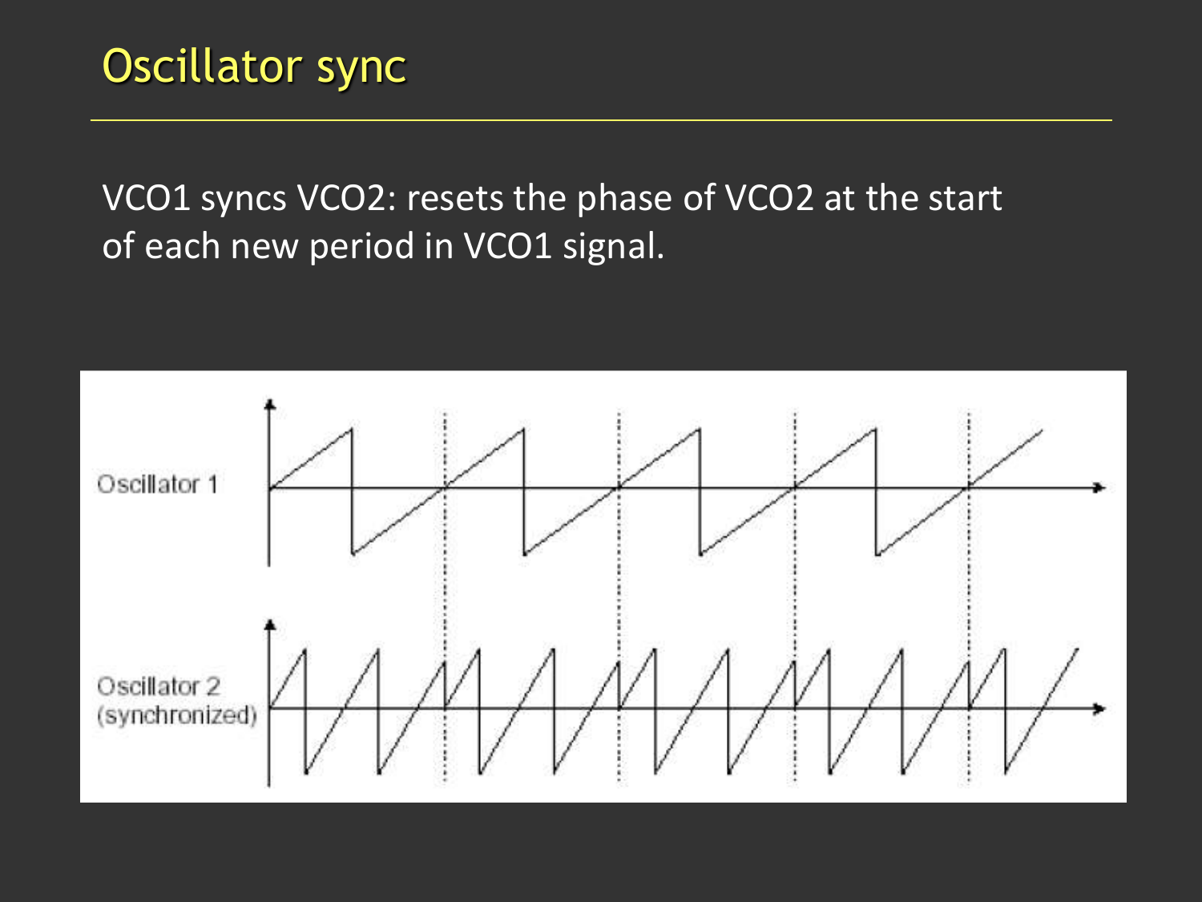# Oscillator sync

VCO1 syncs VCO2: resets the phase of VCO2 at the start of each new period in VCO1 signal.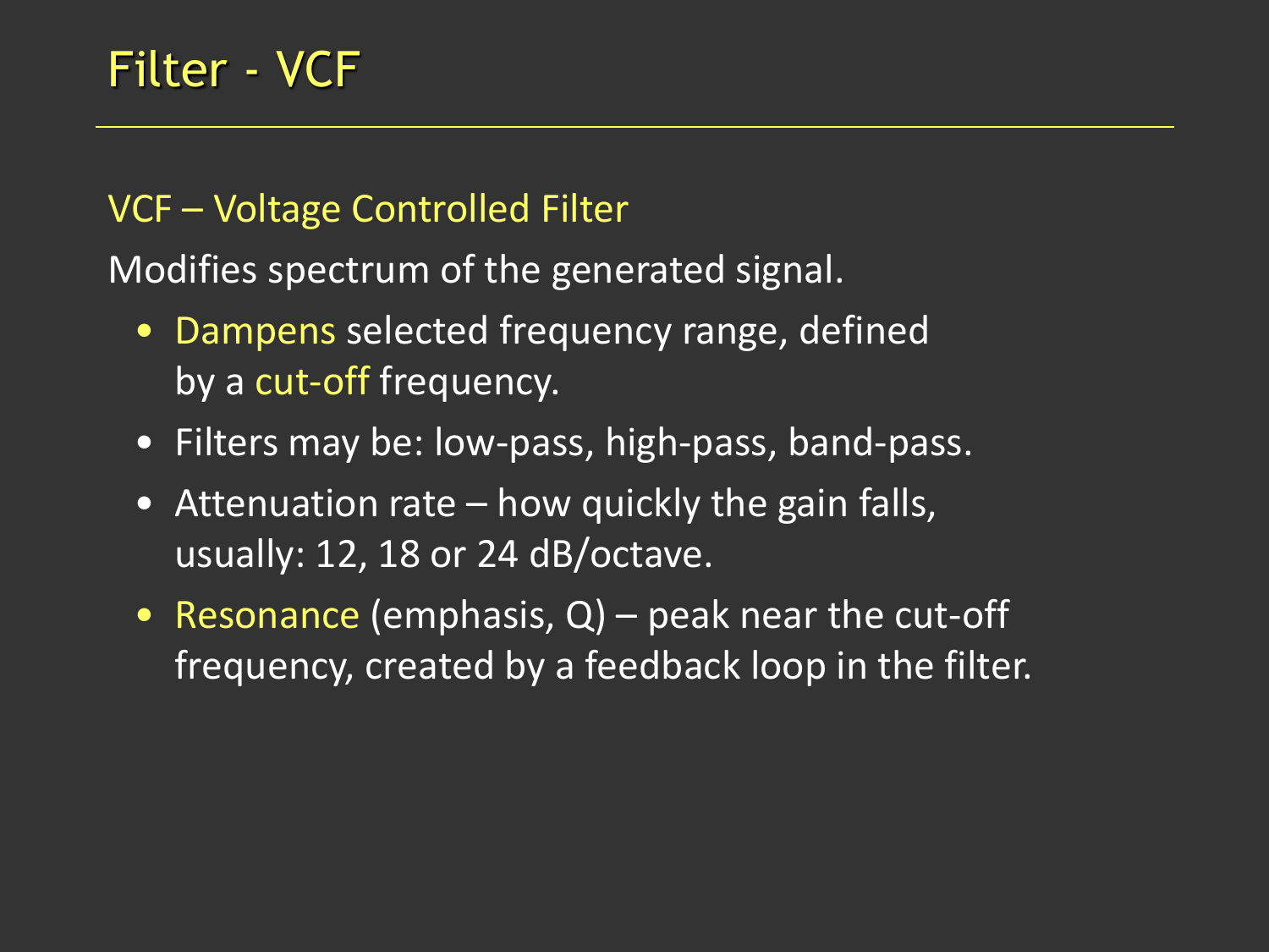# Filter - VCF

## VCF – Voltage Controlled Filter

Modifies spectrum of the generated signal.

- Dampens selected frequency range, defined by a cut-off frequency.
- Filters may be: low-pass, high-pass, band-pass.
- Attenuation rate – how quickly the gain falls, usually: 12, 18 or 24 dB/octave.
- Resonance (emphasis, Q) – peak near the cut-off frequency, created by a feedback loop in the filter.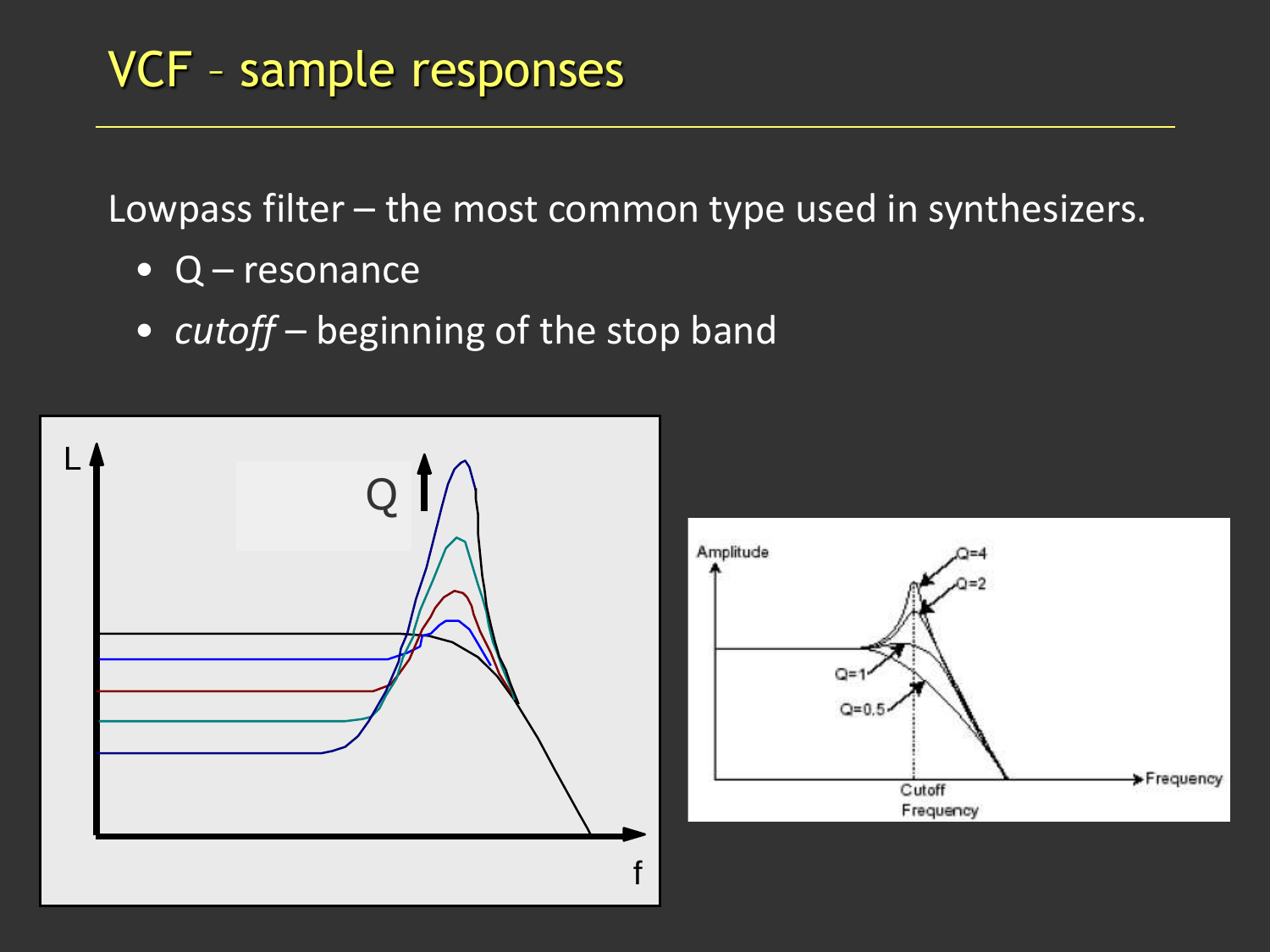# VCF – sample responses

Lowpass filter – the most common type used in synthesizers.

- Q – resonance
- *cutoff* – beginning of the stop band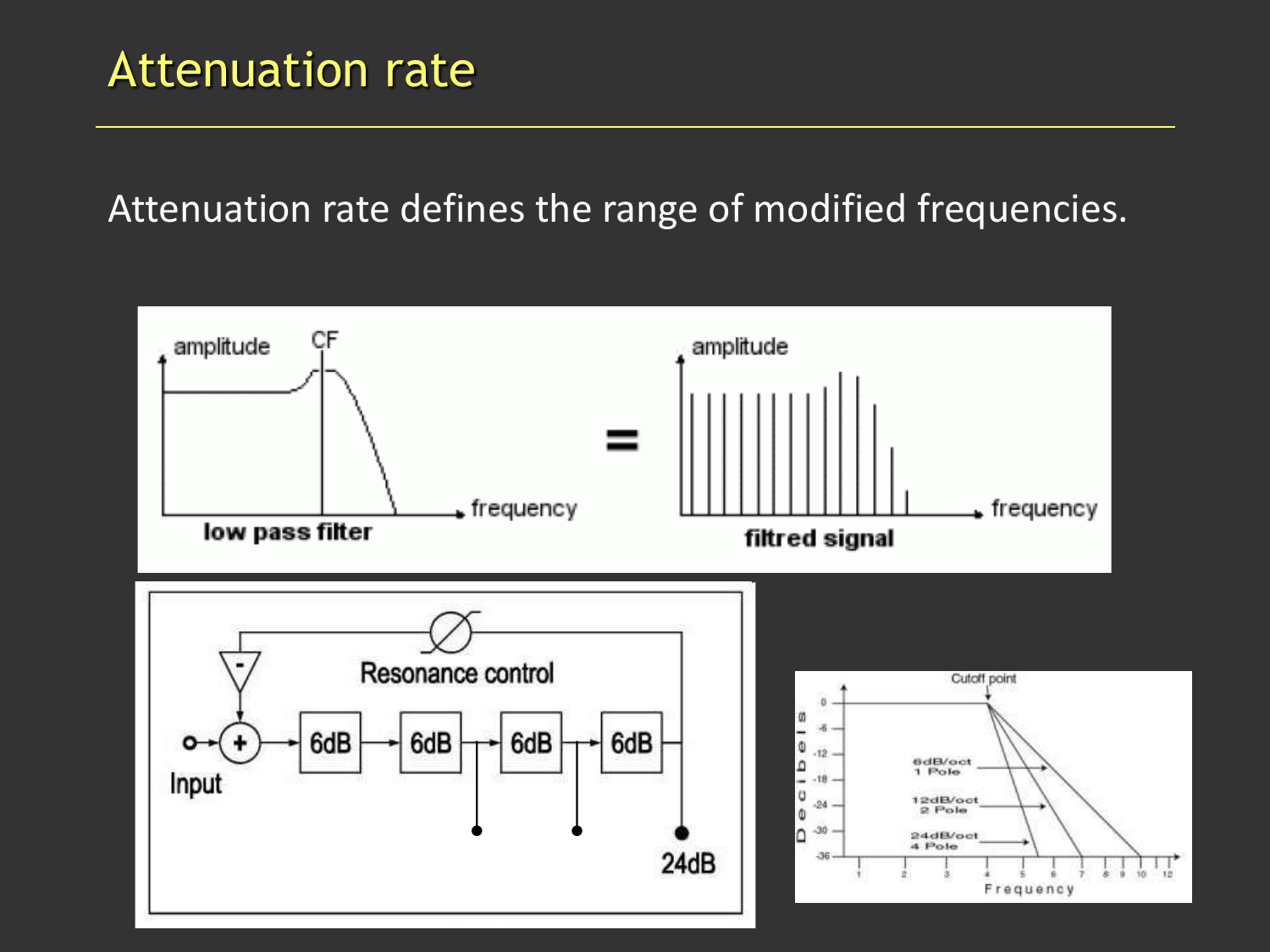# Attenuation rate

Attenuation rate defines the range of modified frequencies.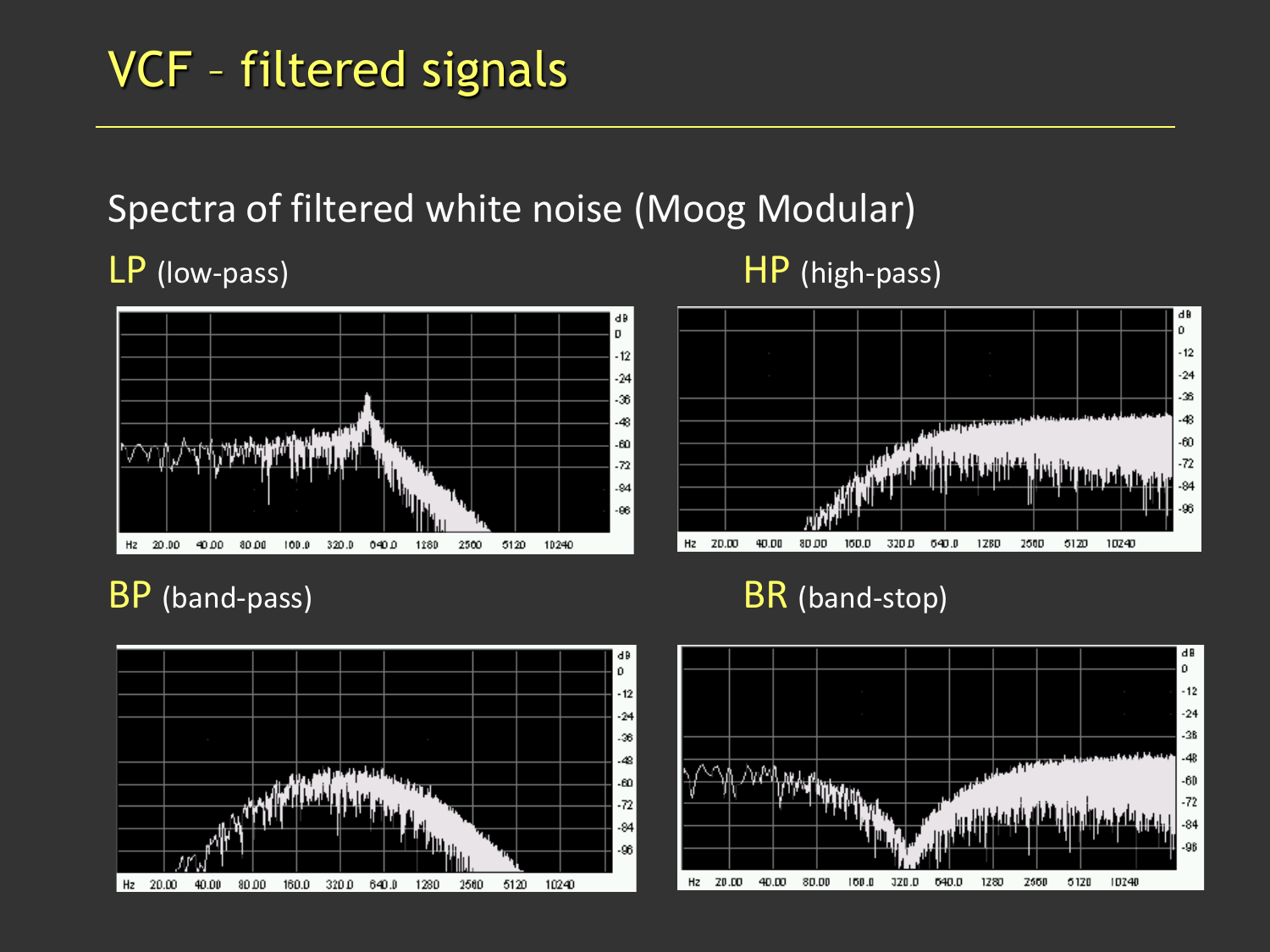# VCF – filtered signals

Spectra of filtered white noise (Moog Modular)

LP (low-pass)

HP (high-pass)

BP (band-pass)

BR (band-stop)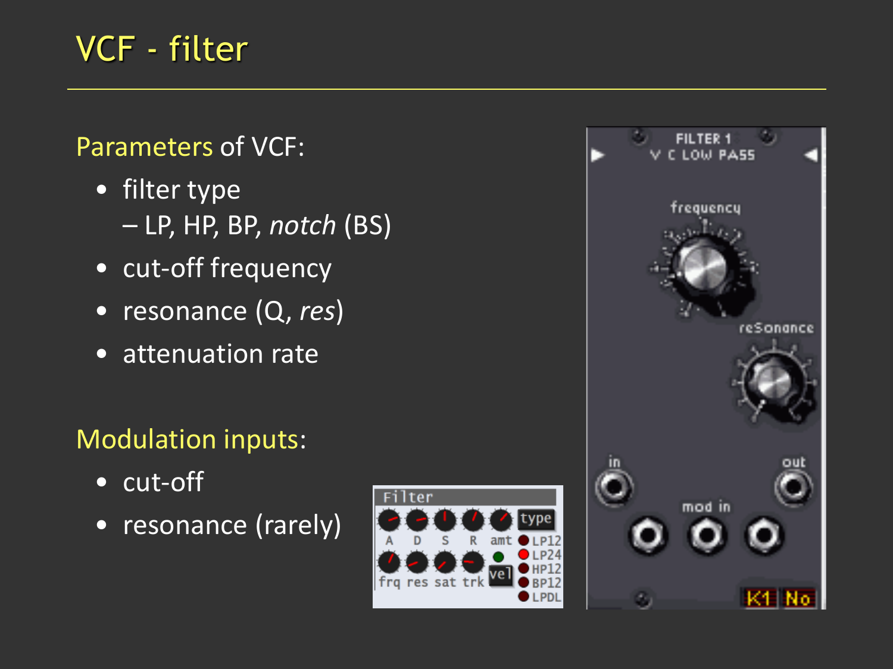# VCF - filter

Parameters of VCF:

- filter type
  – LP, HP, BP, *notch* (BS)
- cut-off frequency
- resonance (Q, *res*)
- attenuation rate

Modulation inputs:

- cut-off
- resonance (rarely)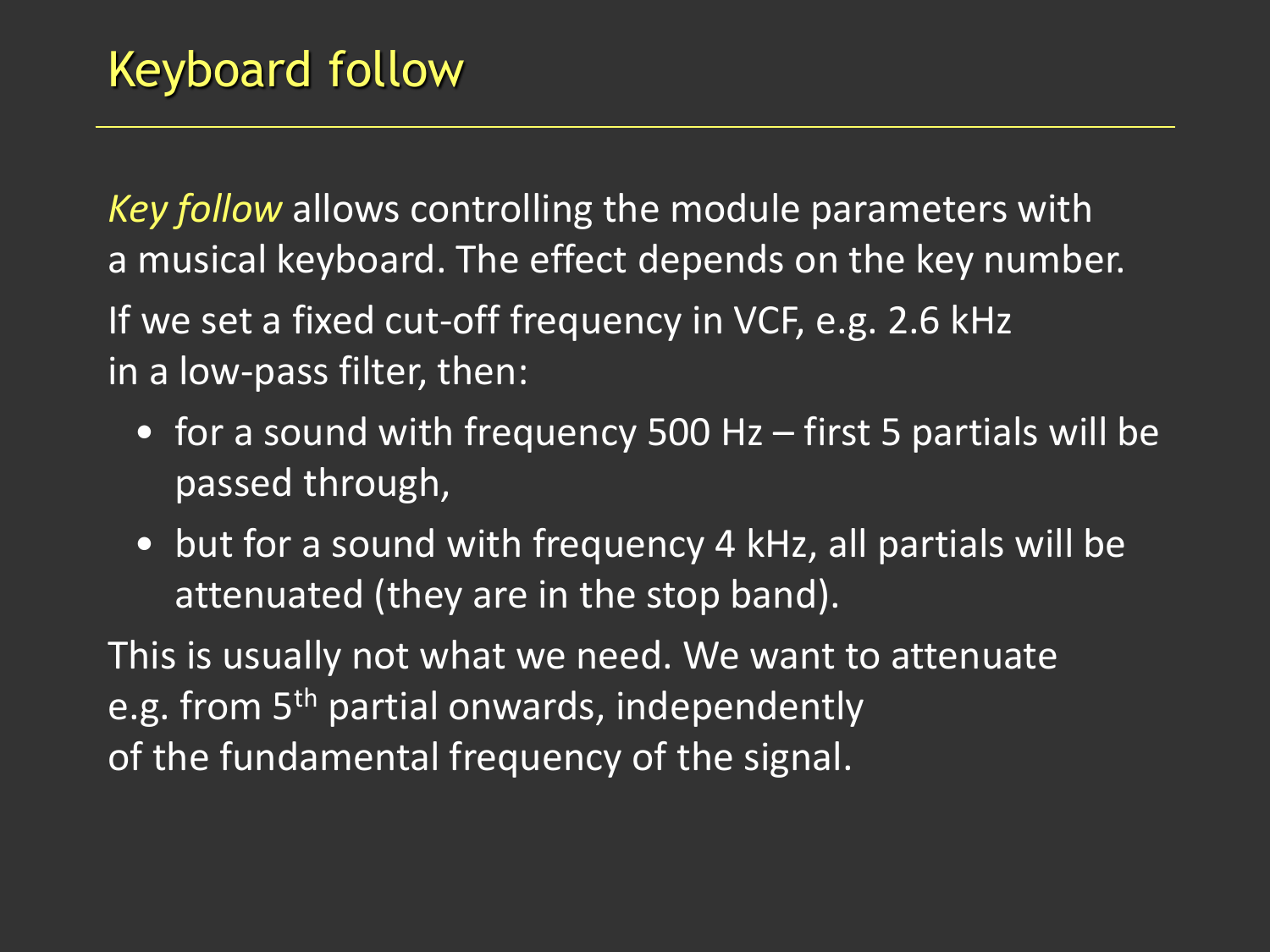# Keyboard follow

*Key follow* allows controlling the module parameters with a musical keyboard. The effect depends on the key number.

If we set a fixed cut-off frequency in VCF, e.g. 2.6 kHz in a low-pass filter, then:

- for a sound with frequency 500 Hz – first 5 partials will be passed through,
- but for a sound with frequency 4 kHz, all partials will be attenuated (they are in the stop band).

This is usually not what we need. We want to attenuate e.g. from 5th partial onwards, independently of the fundamental frequency of the signal.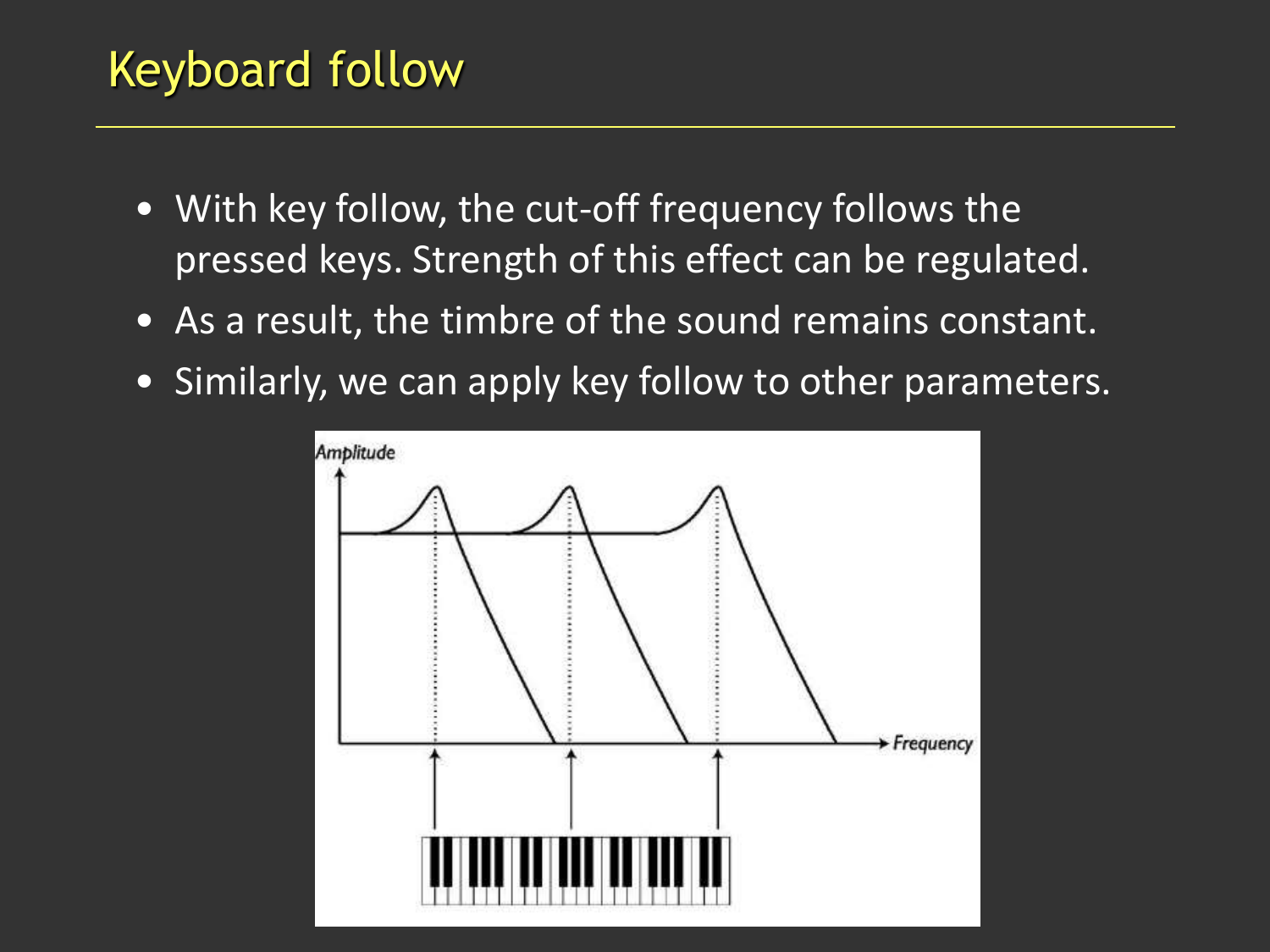# Keyboard follow

- With key follow, the cut-off frequency follows the pressed keys. Strength of this effect can be regulated.
- As a result, the timbre of the sound remains constant.
- Similarly, we can apply key follow to other parameters.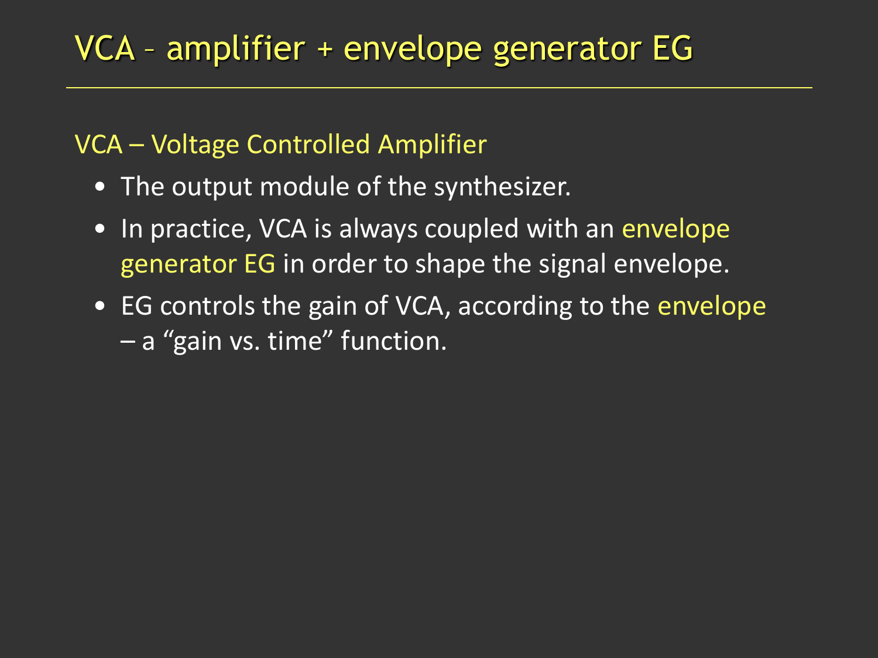# VCA – amplifier + envelope generator EG

## VCA – Voltage Controlled Amplifier

- The output module of the synthesizer.
- In practice, VCA is always coupled with an envelope generator EG in order to shape the signal envelope.
- EG controls the gain of VCA, according to the envelope – a "gain vs. time" function.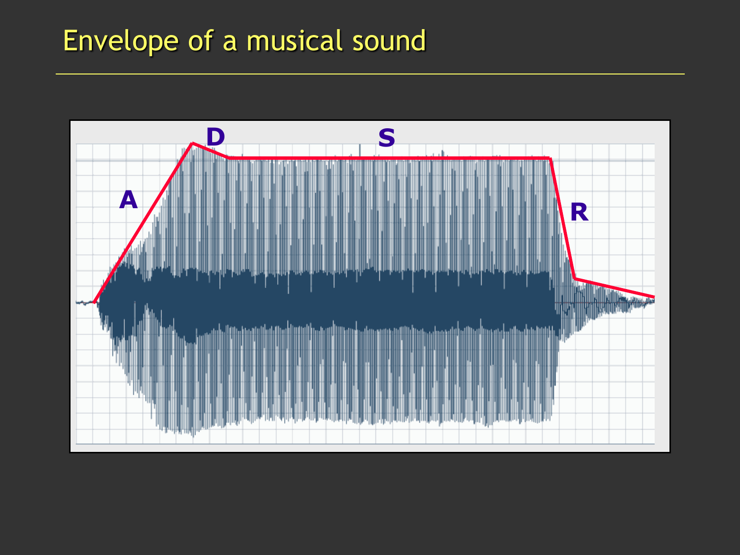# Envelope of a musical sound

A

D

S

R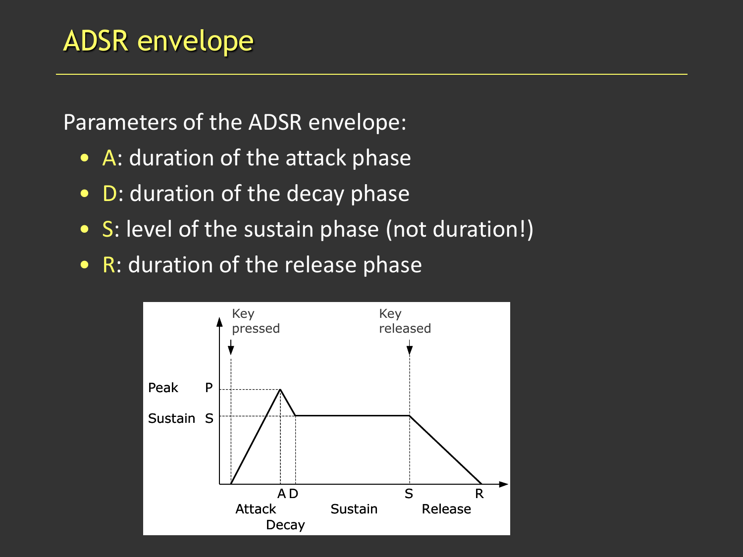# ADSR envelope

Parameters of the ADSR envelope:

- A: duration of the attack phase
- D: duration of the decay phase
- S: level of the sustain phase (not duration!)
- R: duration of the release phase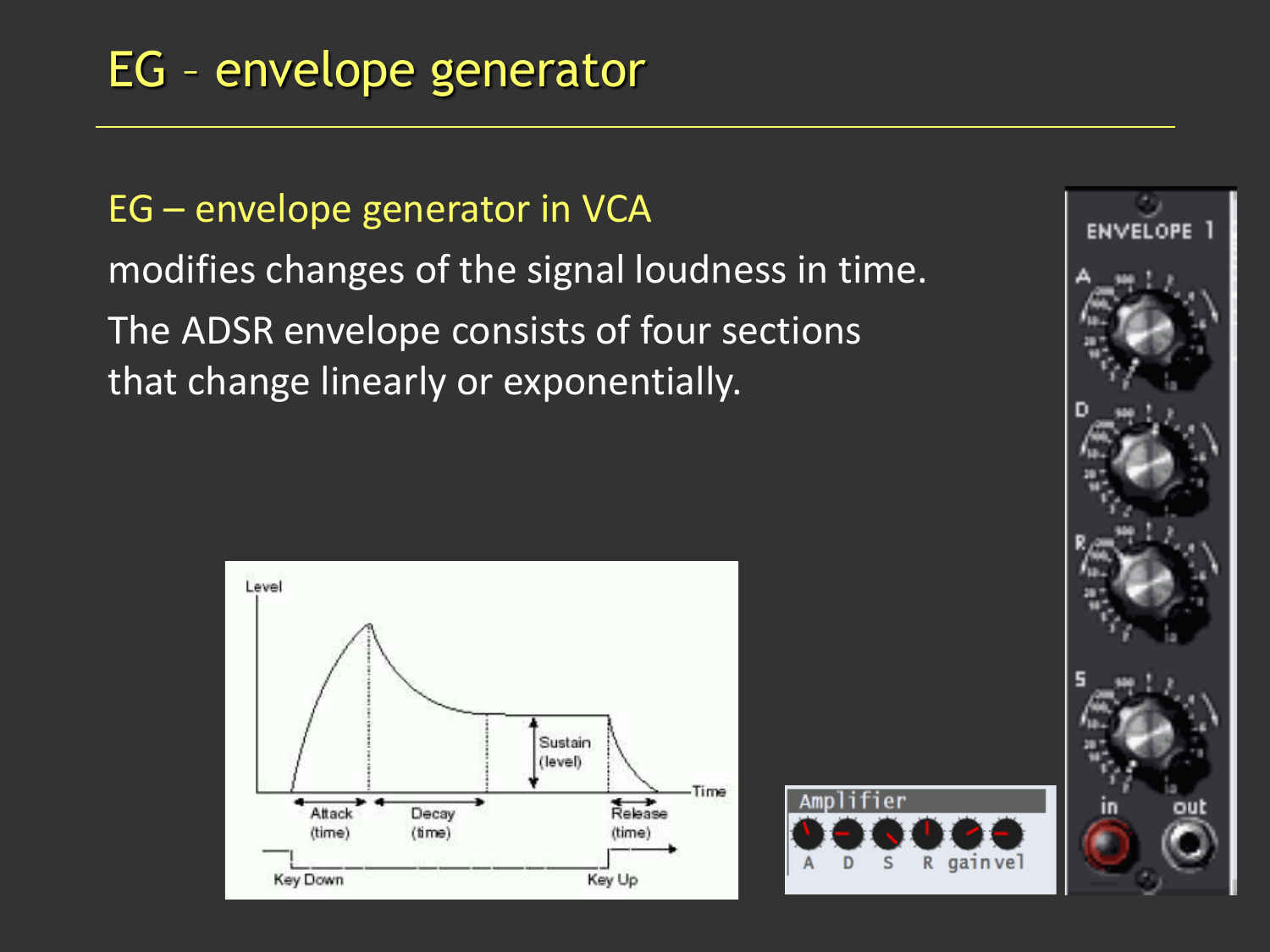# EG - envelope generator

## EG – envelope generator in VCA

modifies changes of the signal loudness in time.

The ADSR envelope consists of four sections that change linearly or exponentially.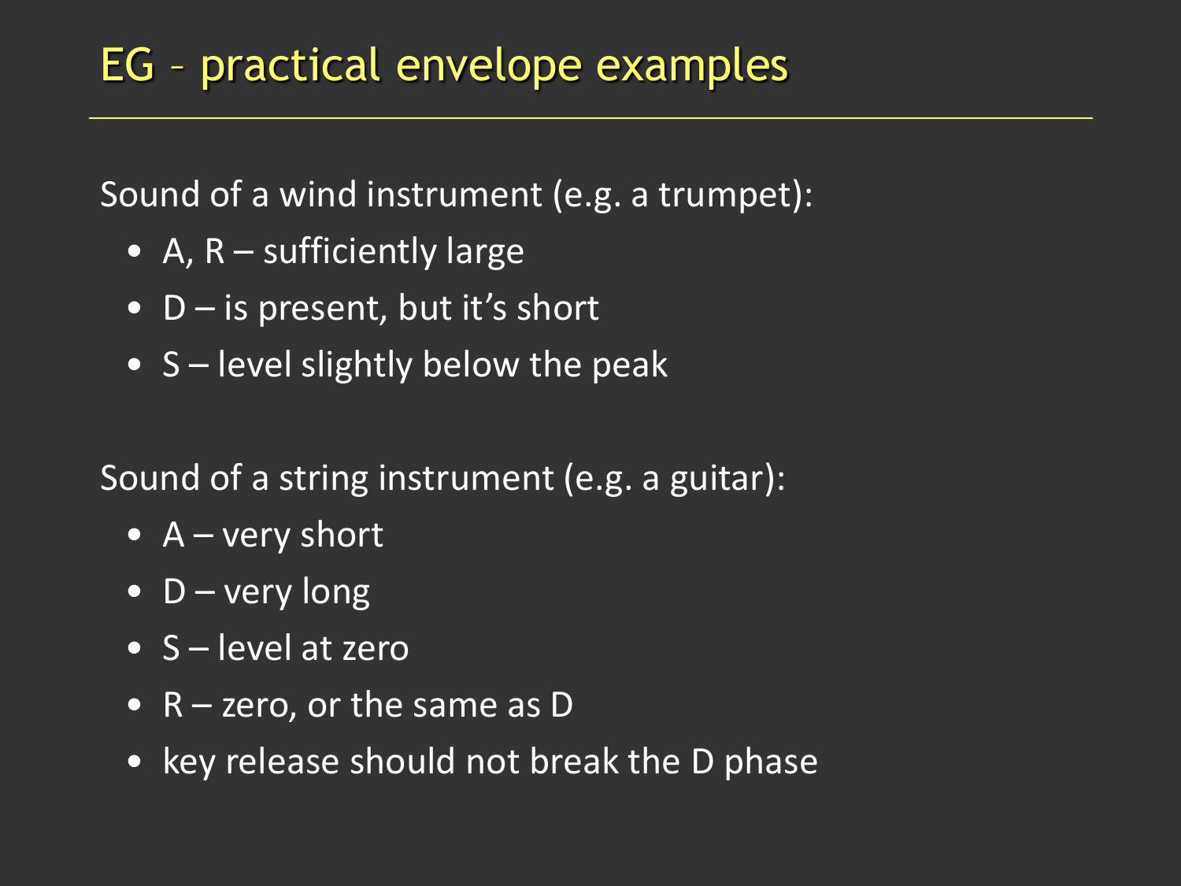# EG – practical envelope examples

Sound of a wind instrument (e.g. a trumpet):

- A, R – sufficiently large
- D – is present, but it's short
- S – level slightly below the peak

Sound of a string instrument (e.g. a guitar):

- A – very short
- D – very long
- S – level at zero
- R – zero, or the same as D
- key release should not break the D phase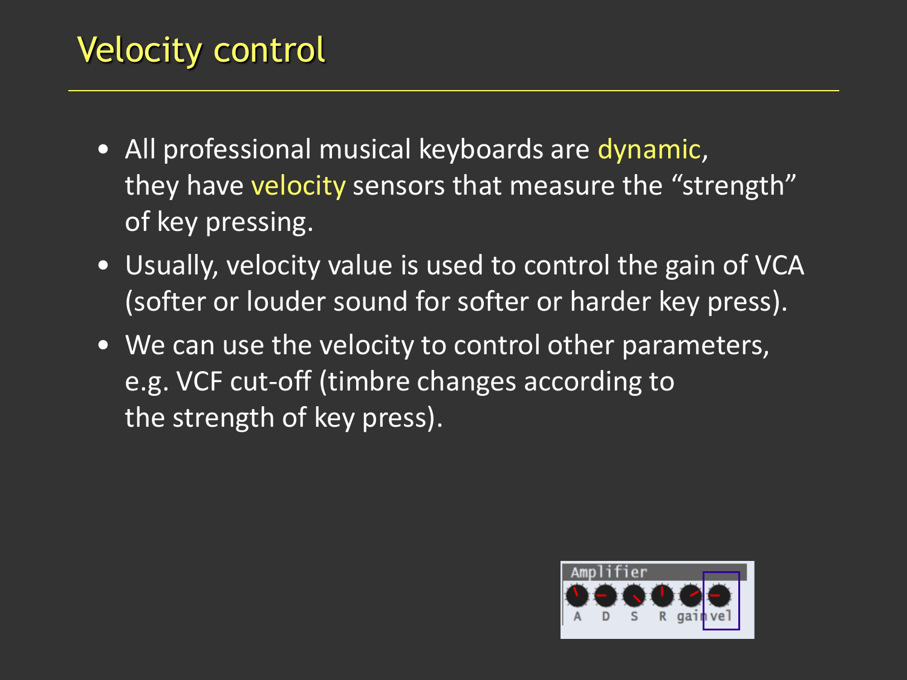# Velocity control

- All professional musical keyboards are dynamic, they have velocity sensors that measure the “strength” of key pressing.
- Usually, velocity value is used to control the gain of VCA (softer or louder sound for softer or harder key press).
- We can use the velocity to control other parameters, e.g. VCF cut-off (timbre changes according to the strength of key press).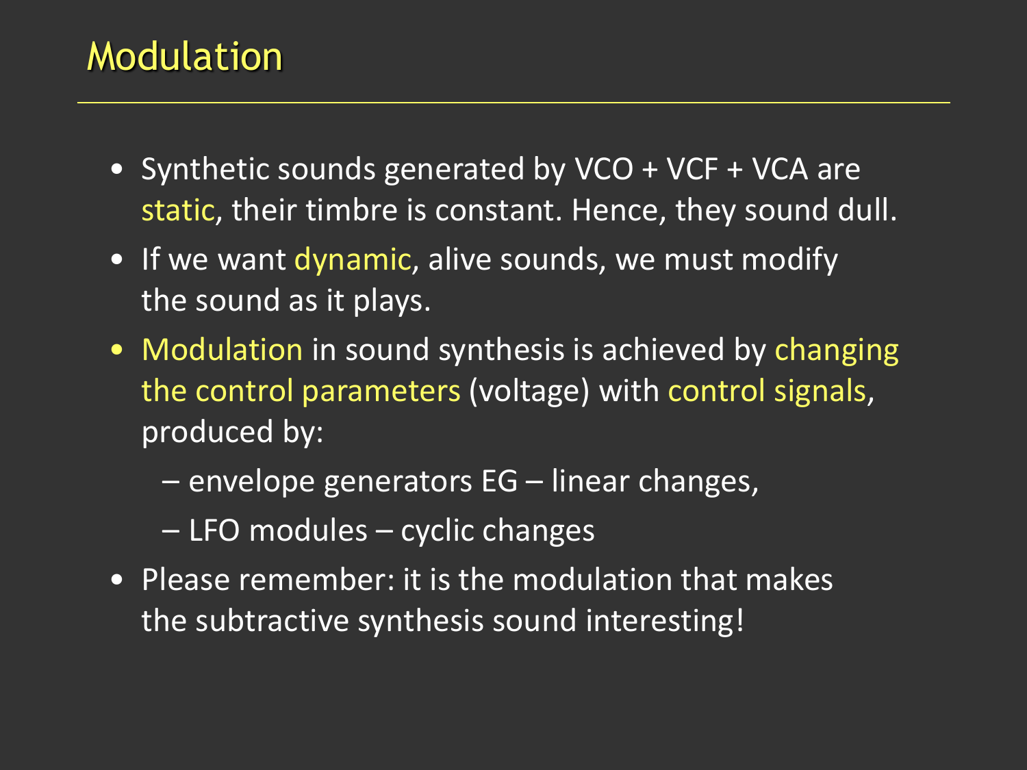# Modulation

- Synthetic sounds generated by VCO + VCF + VCA are static, their timbre is constant. Hence, they sound dull.
- If we want dynamic, alive sounds, we must modify the sound as it plays.
- Modulation in sound synthesis is achieved by changing the control parameters (voltage) with control signals, produced by:
  - envelope generators EG – linear changes,
  - LFO modules – cyclic changes
- Please remember: it is the modulation that makes the subtractive synthesis sound interesting!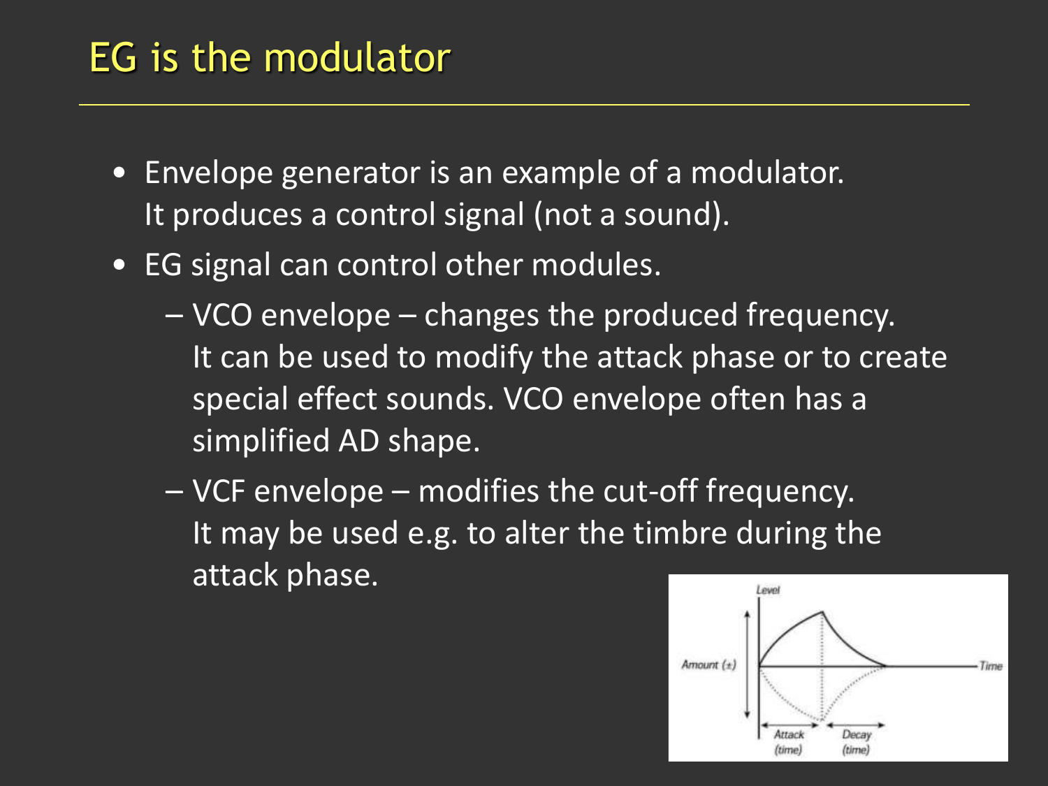# EG is the modulator

- Envelope generator is an example of a modulator.
  It produces a control signal (not a sound).
- EG signal can control other modules.
  - VCO envelope – changes the produced frequency.
    It can be used to modify the attack phase or to create special effect sounds. VCO envelope often has a simplified AD shape.
  - VCF envelope – modifies the cut-off frequency.
    It may be used e.g. to alter the timbre during the attack phase.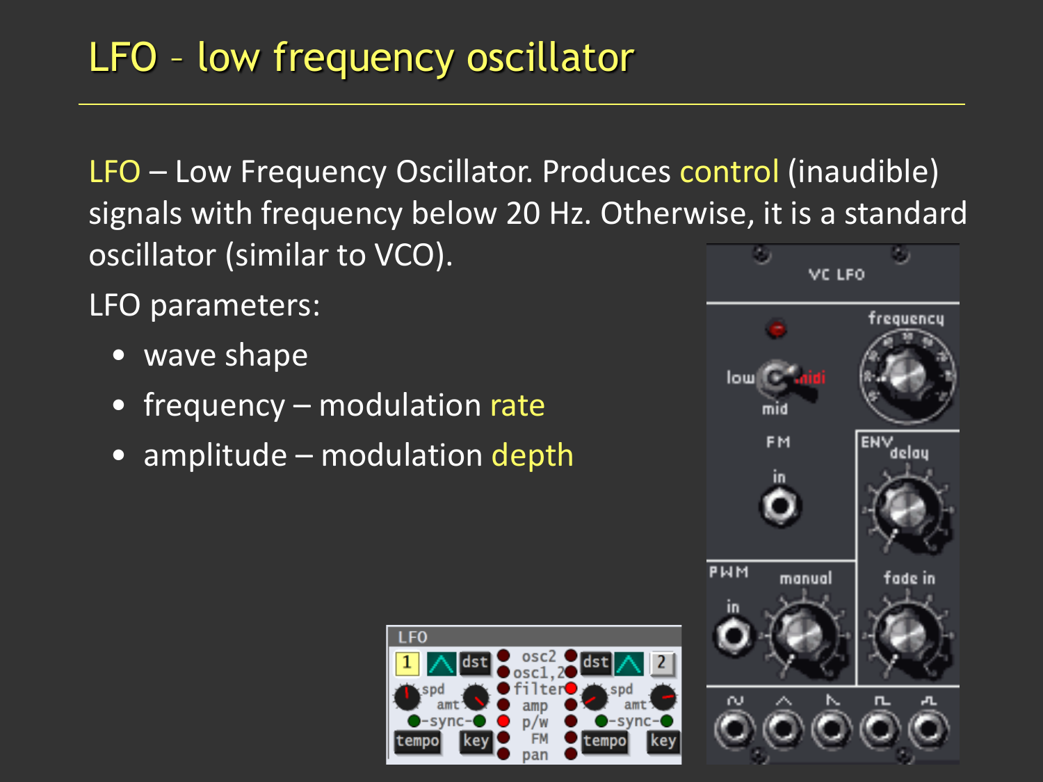# LFO – low frequency oscillator

LFO – Low Frequency Oscillator. Produces control (inaudible) signals with frequency below 20 Hz. Otherwise, it is a standard oscillator (similar to VCO).

LFO parameters:

- wave shape
- frequency – modulation rate
- amplitude – modulation depth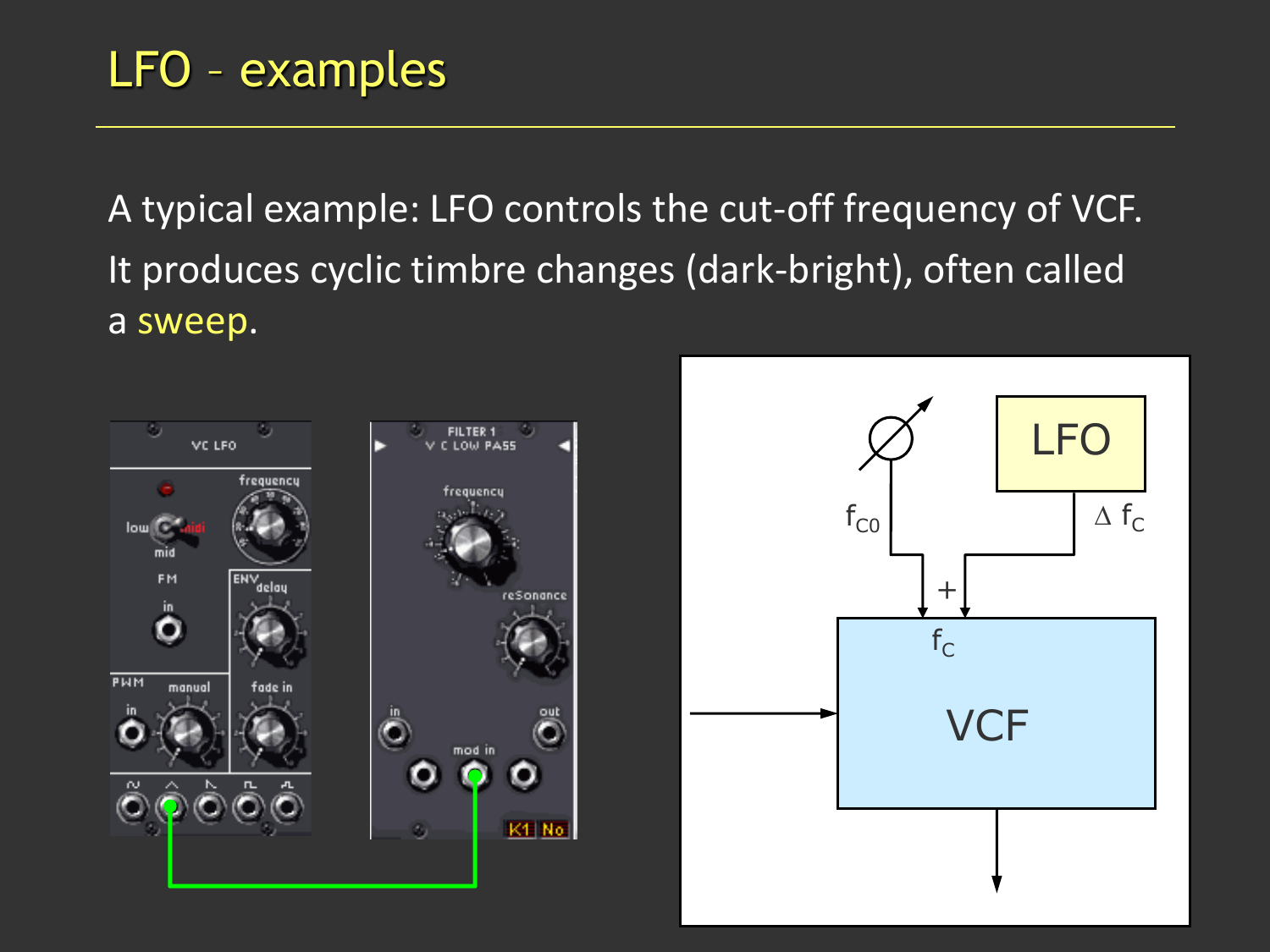# LFO – examples

A typical example: LFO controls the cut-off frequency of VCF. It produces cyclic timbre changes (dark-bright), often called a sweep.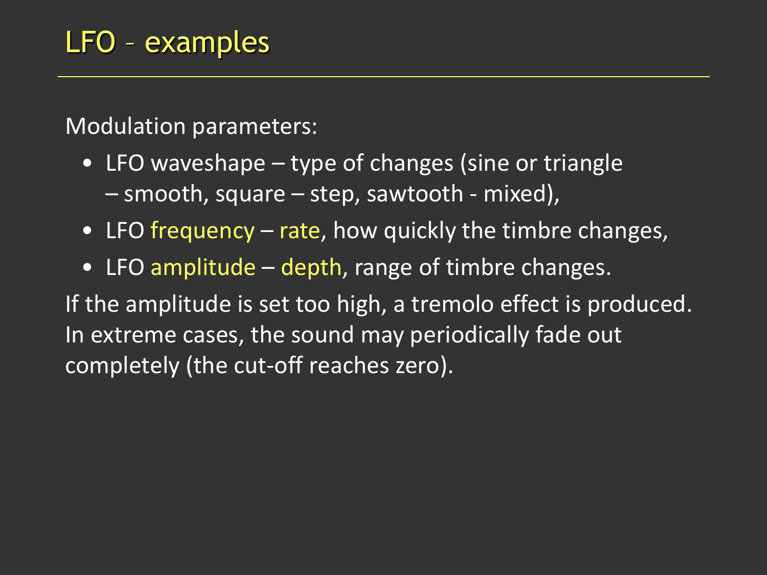# LFO – examples

Modulation parameters:

- LFO waveshape – type of changes (sine or triangle – smooth, square – step, sawtooth - mixed),
- LFO frequency – rate, how quickly the timbre changes,
- LFO amplitude – depth, range of timbre changes.

If the amplitude is set too high, a tremolo effect is produced. In extreme cases, the sound may periodically fade out completely (the cut-off reaches zero).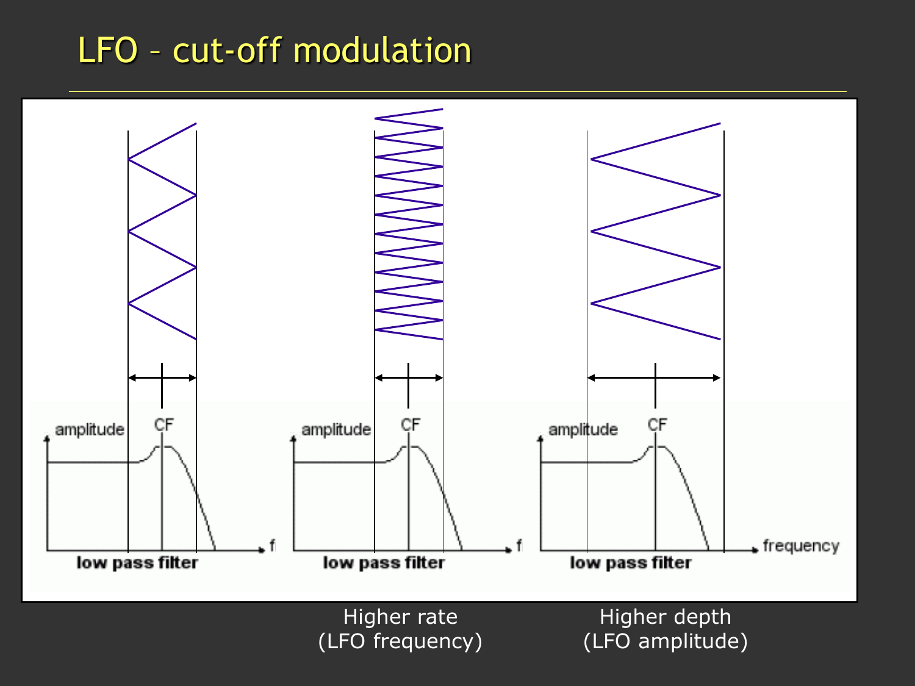# LFO – cut-off modulation

amplitude | CF | f | low pass filter

amplitude | CF | f | low pass filter

amplitude | CF | frequency | low pass filter

Higher rate
(LFO frequency)

Higher depth
(LFO amplitude)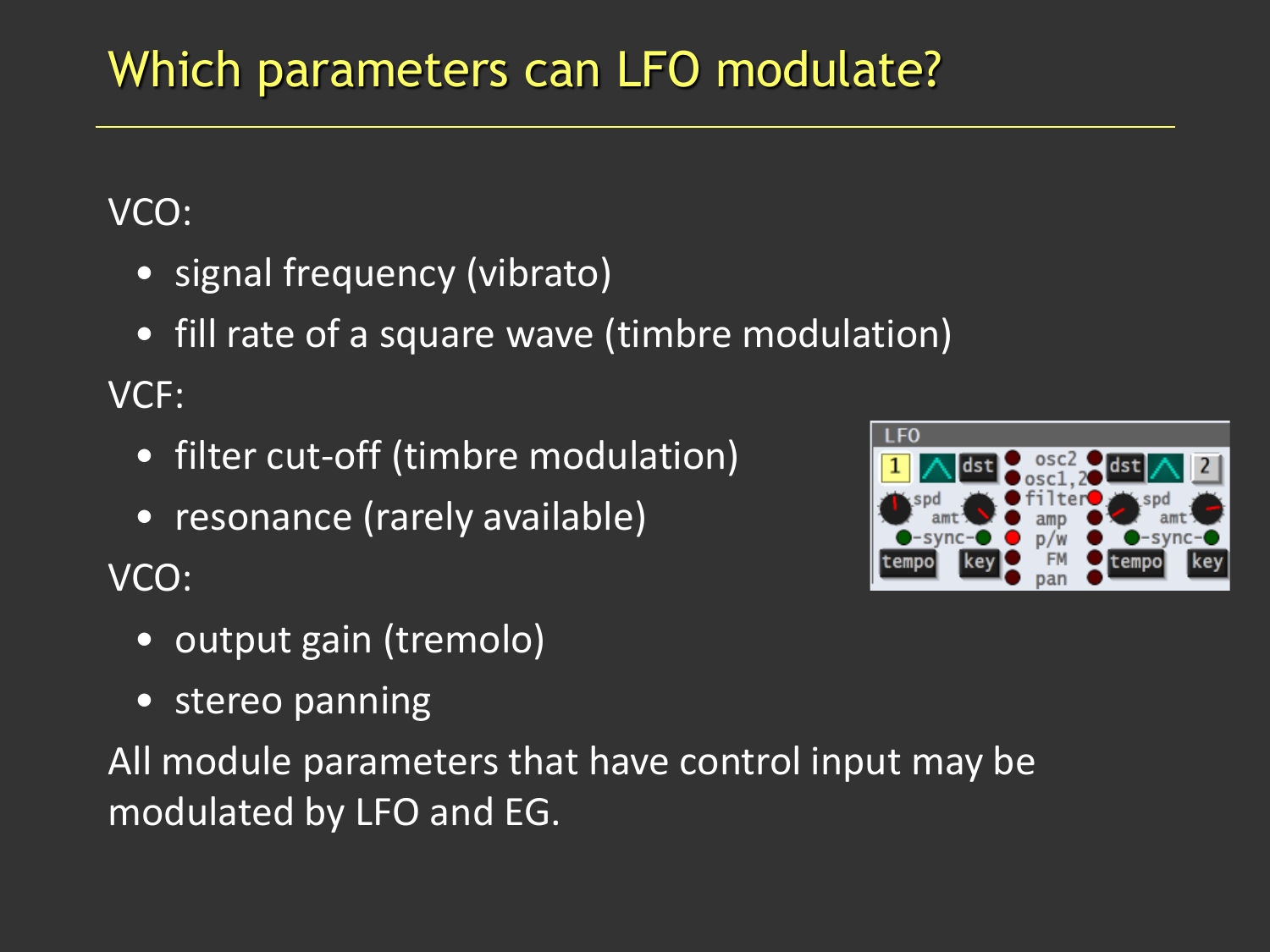# Which parameters can LFO modulate?

VCO:

- signal frequency (vibrato)
- fill rate of a square wave (timbre modulation)

VCF:

- filter cut-off (timbre modulation)
- resonance (rarely available)

VCO:

- output gain (tremolo)
- stereo panning

All module parameters that have control input may be modulated by LFO and EG.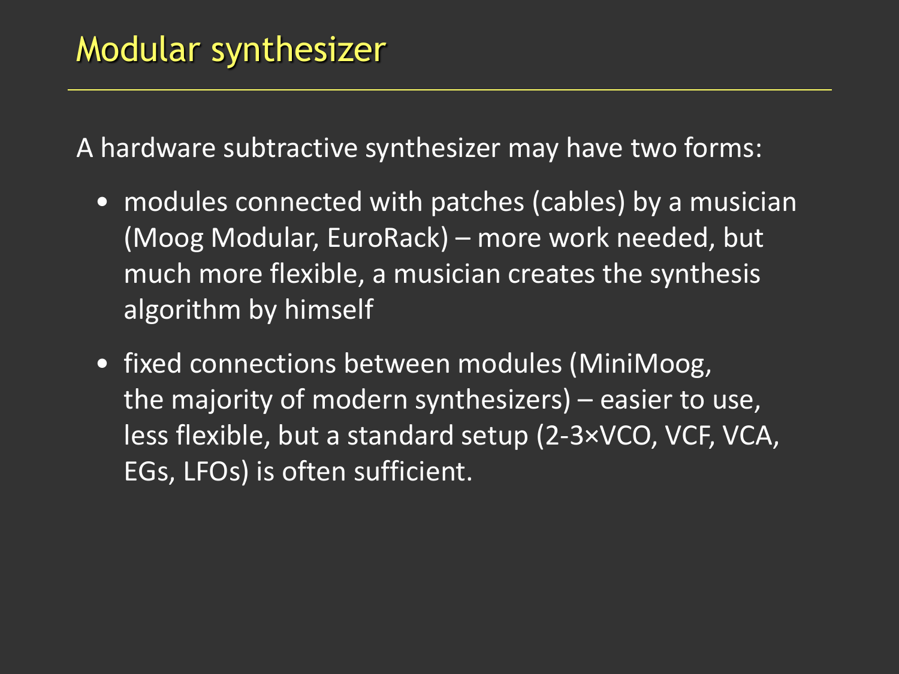# Modular synthesizer

A hardware subtractive synthesizer may have two forms:

- modules connected with patches (cables) by a musician (Moog Modular, EuroRack) – more work needed, but much more flexible, a musician creates the synthesis algorithm by himself
- fixed connections between modules (MiniMoog, the majority of modern synthesizers) – easier to use, less flexible, but a standard setup (2-3×VCO, VCF, VCA, EGs, LFOs) is often sufficient.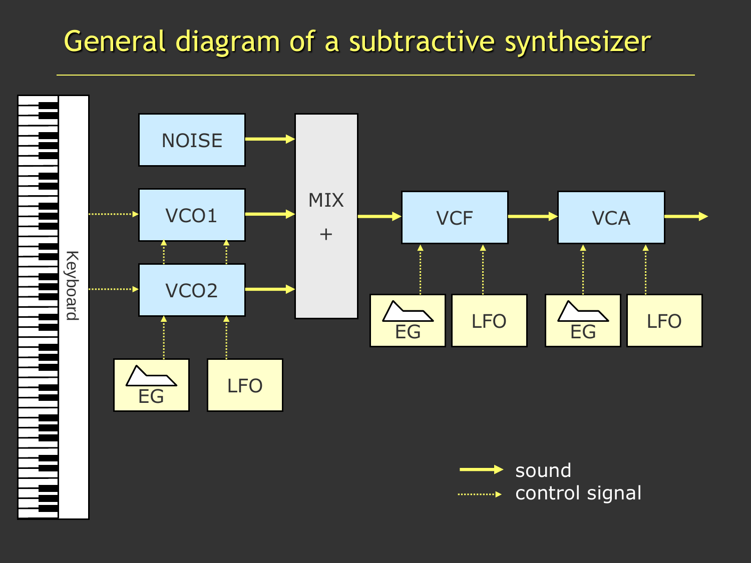# General diagram of a subtractive synthesizer

Keyboard

NOISE

VCO1

VCO2

MIX +

VCF

VCA

EG

LFO

EG

LFO

EG

LFO

sound

control signal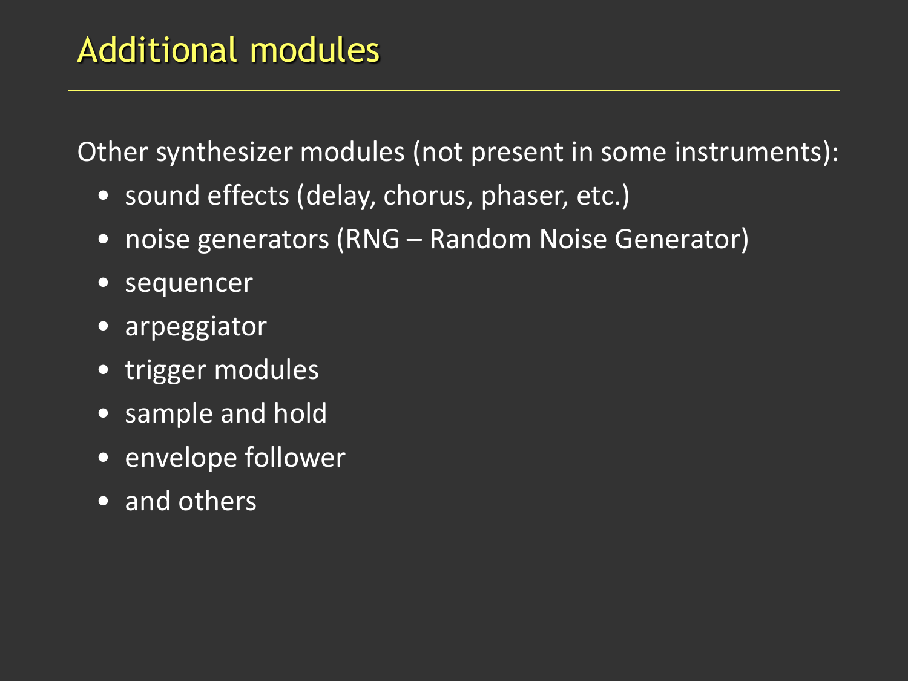# Additional modules

Other synthesizer modules (not present in some instruments):

- sound effects (delay, chorus, phaser, etc.)
- noise generators (RNG – Random Noise Generator)
- sequencer
- arpeggiator
- trigger modules
- sample and hold
- envelope follower
- and others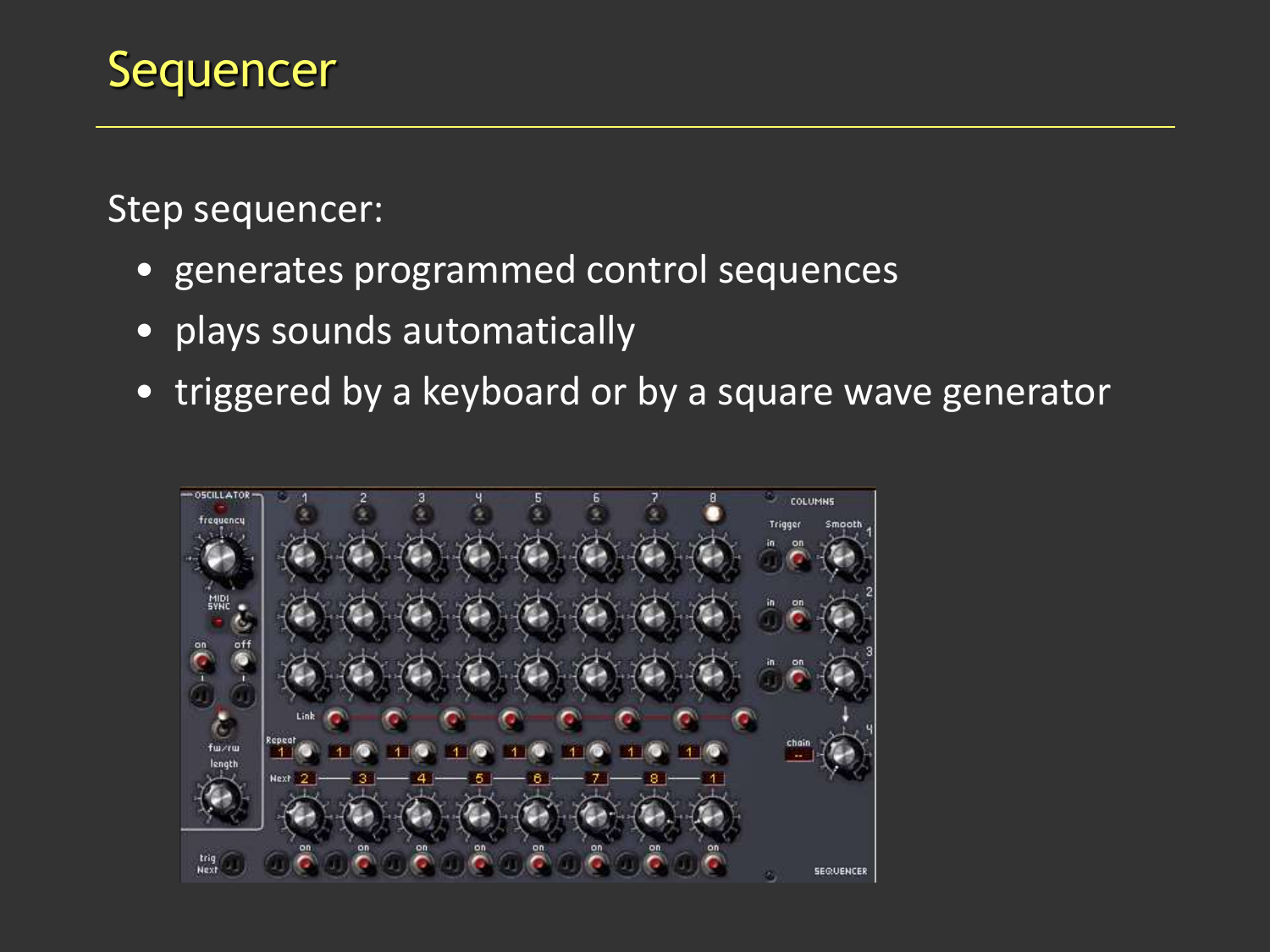# Sequencer

Step sequencer:

- generates programmed control sequences
- plays sounds automatically
- triggered by a keyboard or by a square wave generator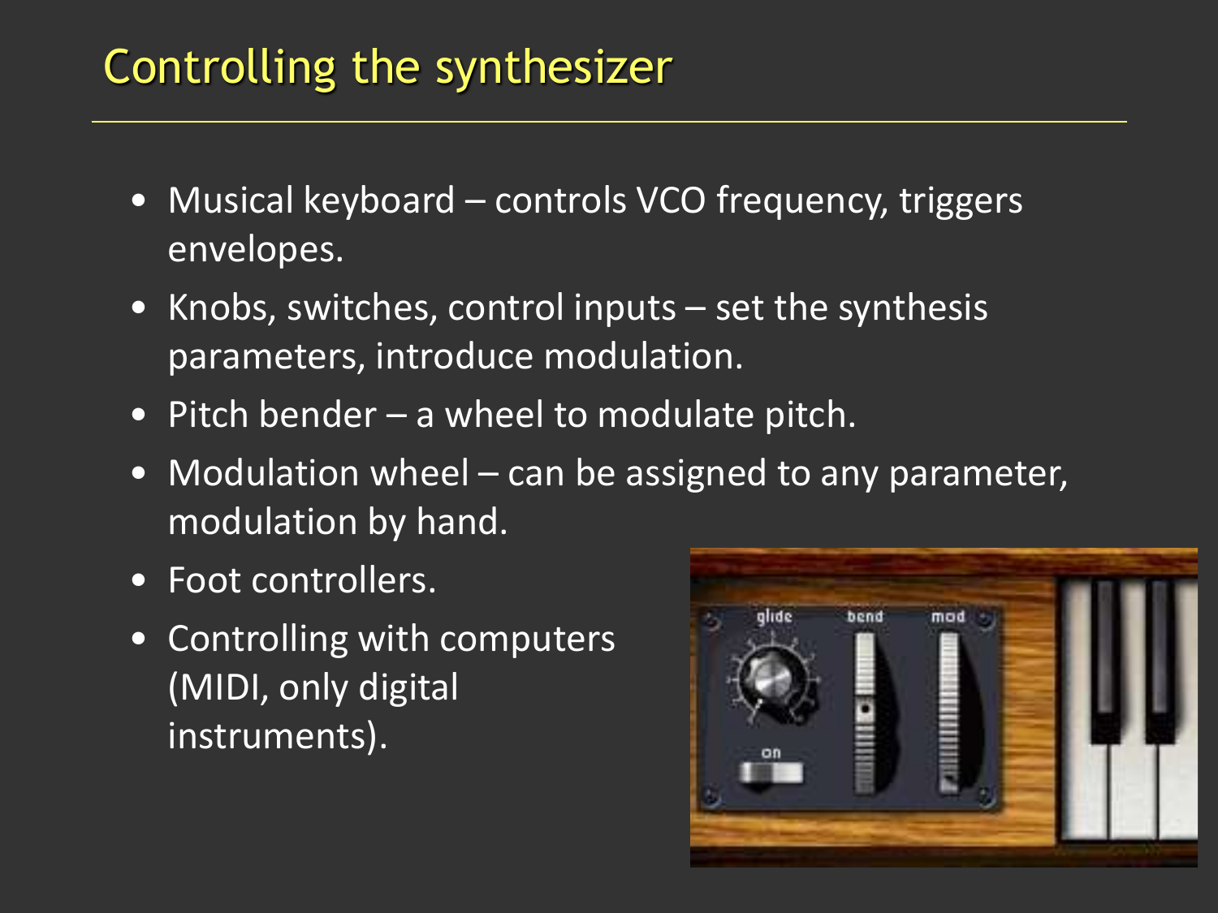# Controlling the synthesizer

- Musical keyboard – controls VCO frequency, triggers envelopes.
- Knobs, switches, control inputs – set the synthesis parameters, introduce modulation.
- Pitch bender – a wheel to modulate pitch.
- Modulation wheel – can be assigned to any parameter, modulation by hand.
- Foot controllers.
- Controlling with computers (MIDI, only digital instruments).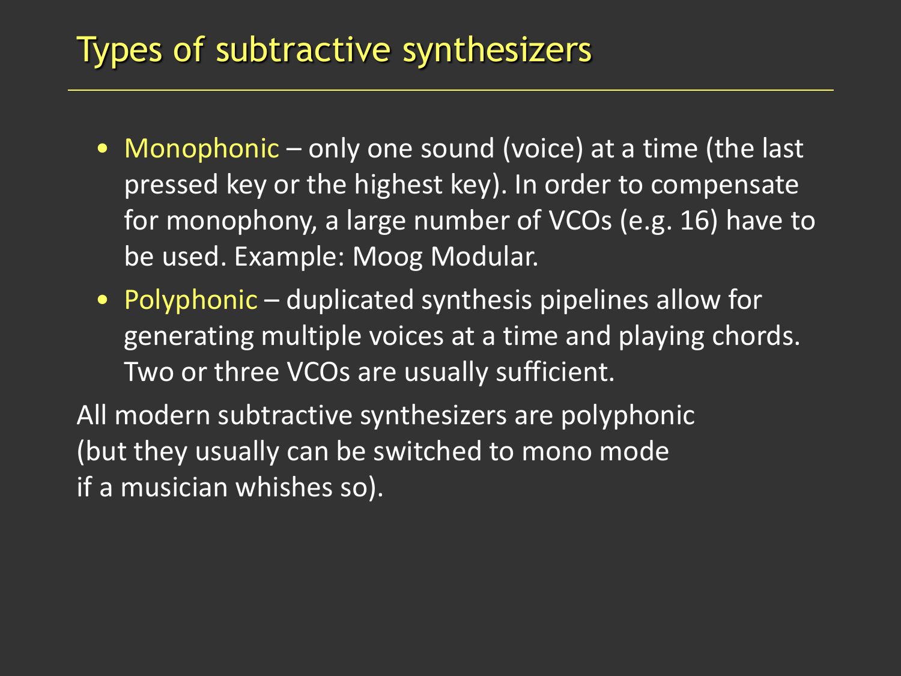# Types of subtractive synthesizers

- Monophonic – only one sound (voice) at a time (the last pressed key or the highest key). In order to compensate for monophony, a large number of VCOs (e.g. 16) have to be used. Example: Moog Modular.
- Polyphonic – duplicated synthesis pipelines allow for generating multiple voices at a time and playing chords. Two or three VCOs are usually sufficient.

All modern subtractive synthesizers are polyphonic (but they usually can be switched to mono mode if a musician whishes so).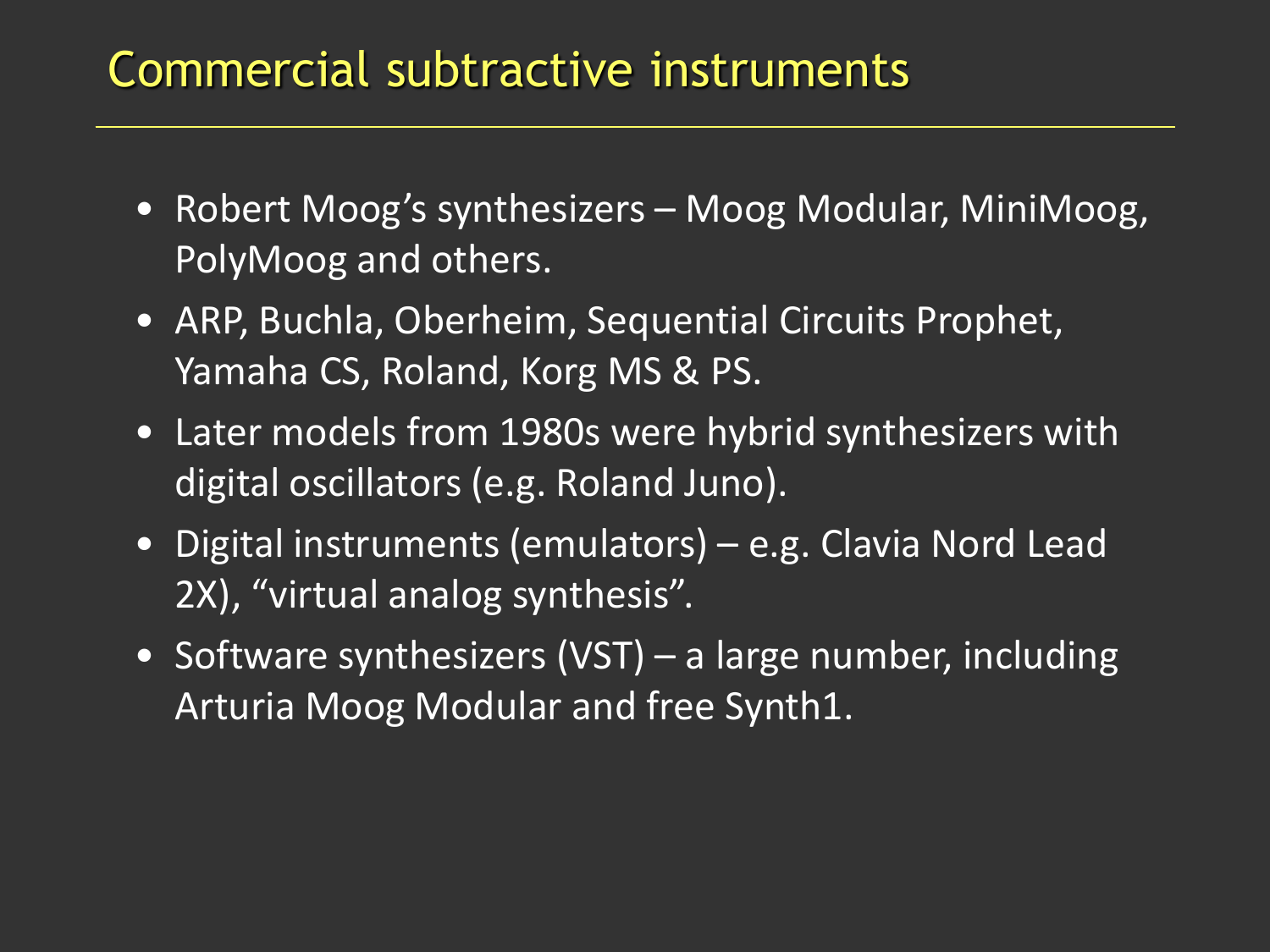# Commercial subtractive instruments

- Robert Moog’s synthesizers – Moog Modular, MiniMoog, PolyMoog and others.
- ARP, Buchla, Oberheim, Sequential Circuits Prophet, Yamaha CS, Roland, Korg MS & PS.
- Later models from 1980s were hybrid synthesizers with digital oscillators (e.g. Roland Juno).
- Digital instruments (emulators) – e.g. Clavia Nord Lead 2X), “virtual analog synthesis”.
- Software synthesizers (VST) – a large number, including Arturia Moog Modular and free Synth1.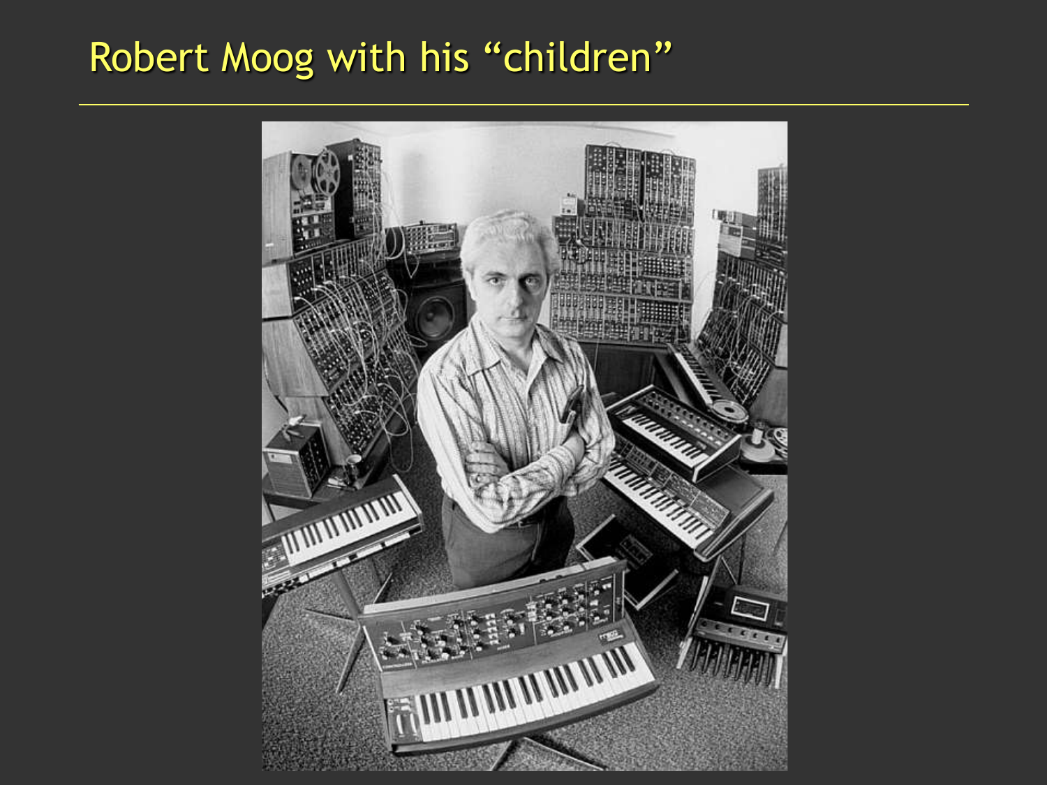# Robert Moog with his "children"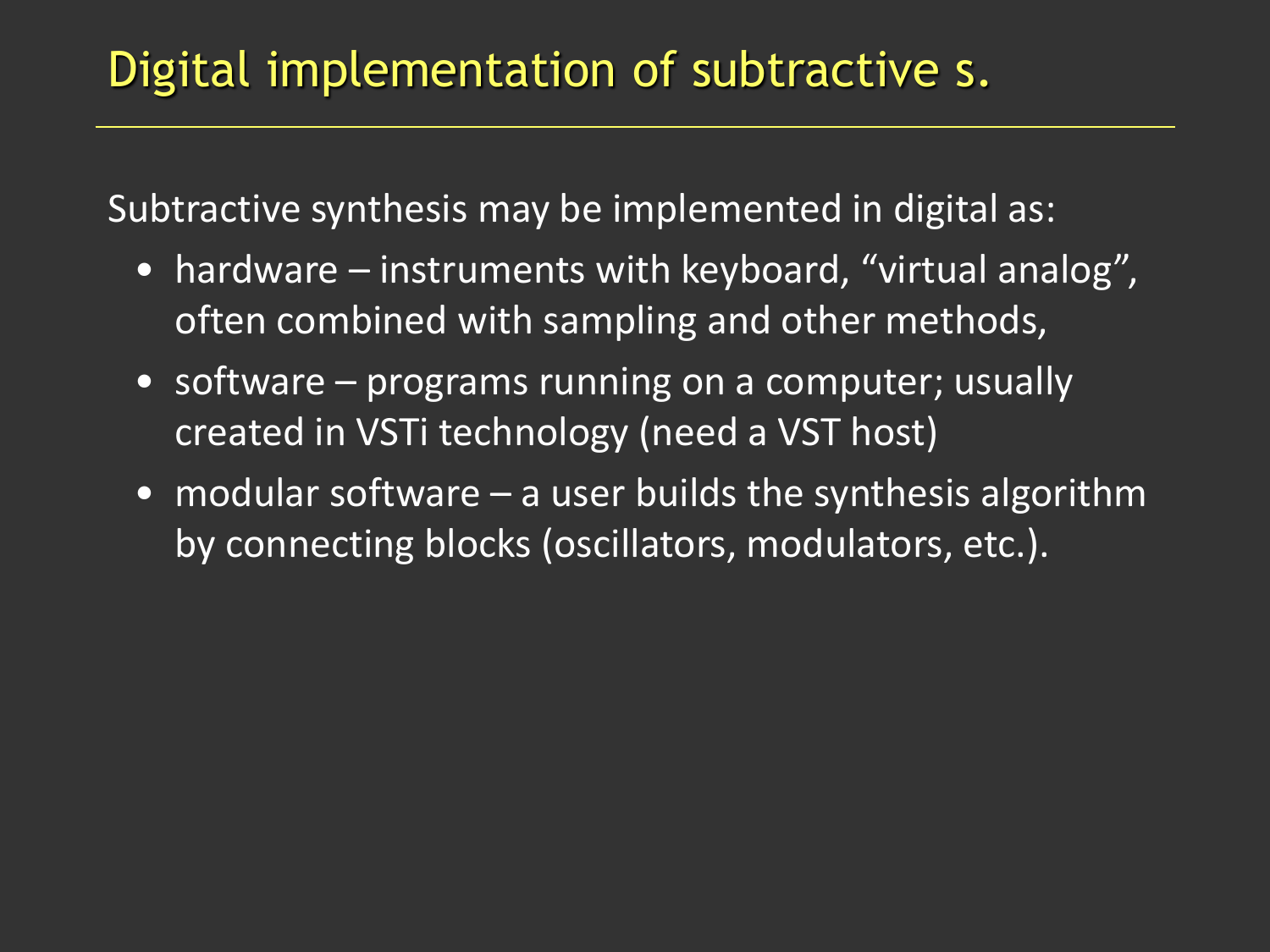# Digital implementation of subtractive s.

Subtractive synthesis may be implemented in digital as:

- hardware – instruments with keyboard, “virtual analog”, often combined with sampling and other methods,
- software – programs running on a computer; usually created in VSTi technology (need a VST host)
- modular software – a user builds the synthesis algorithm by connecting blocks (oscillators, modulators, etc.).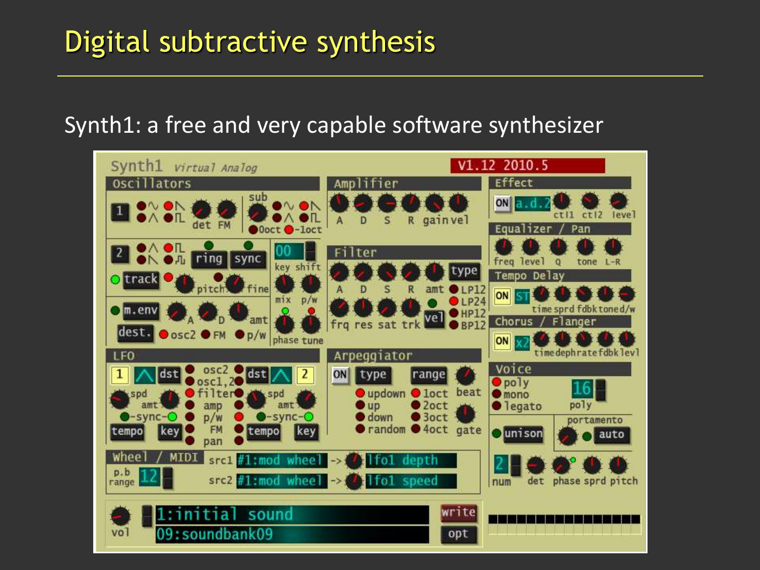# Digital subtractive synthesis

Synth1: a free and very capable software synthesizer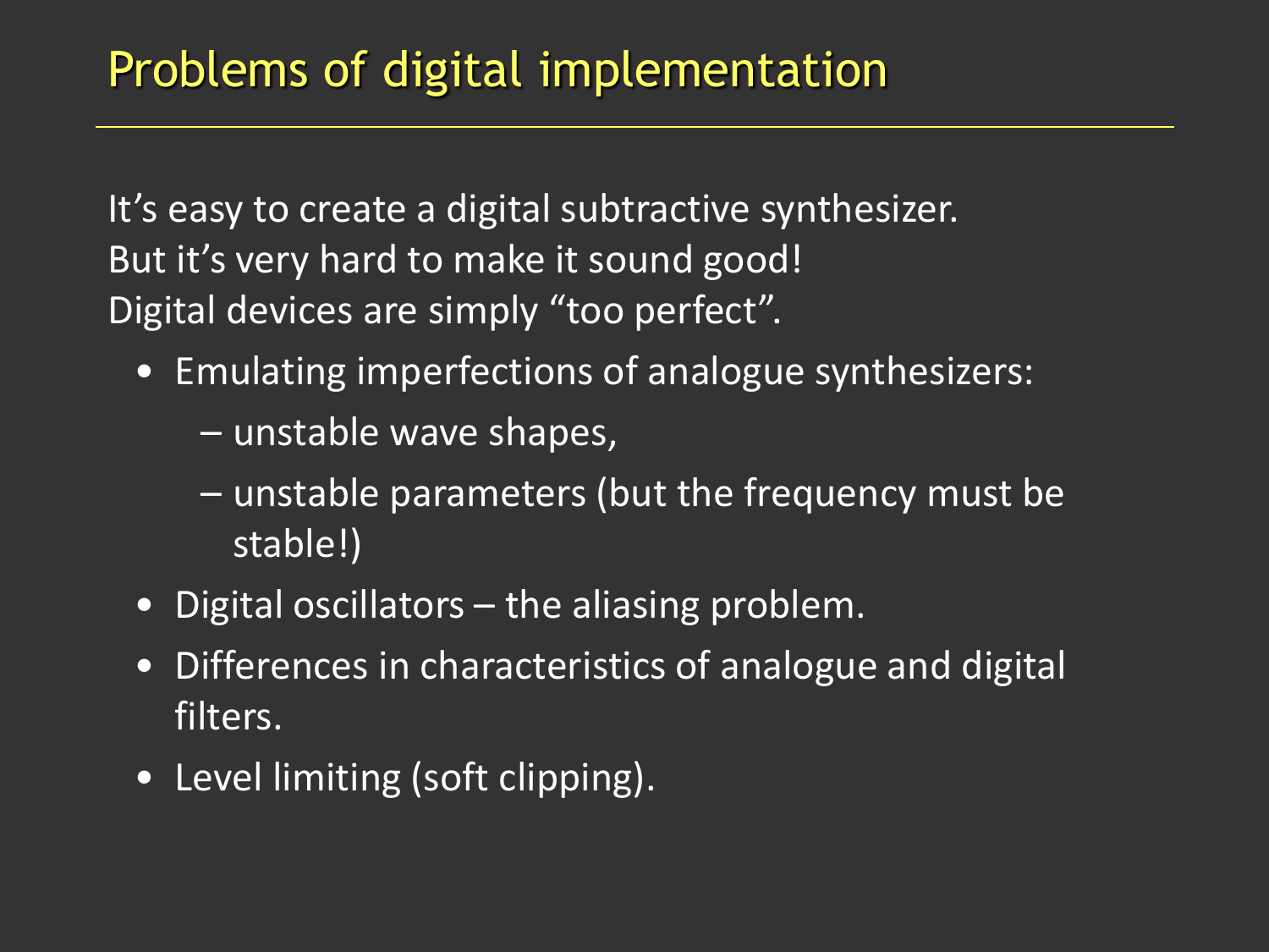# Problems of digital implementation

It’s easy to create a digital subtractive synthesizer.
But it’s very hard to make it sound good!
Digital devices are simply “too perfect”.

- Emulating imperfections of analogue synthesizers:
  - unstable wave shapes,
  - unstable parameters (but the frequency must be stable!)
- Digital oscillators – the aliasing problem.
- Differences in characteristics of analogue and digital filters.
- Level limiting (soft clipping).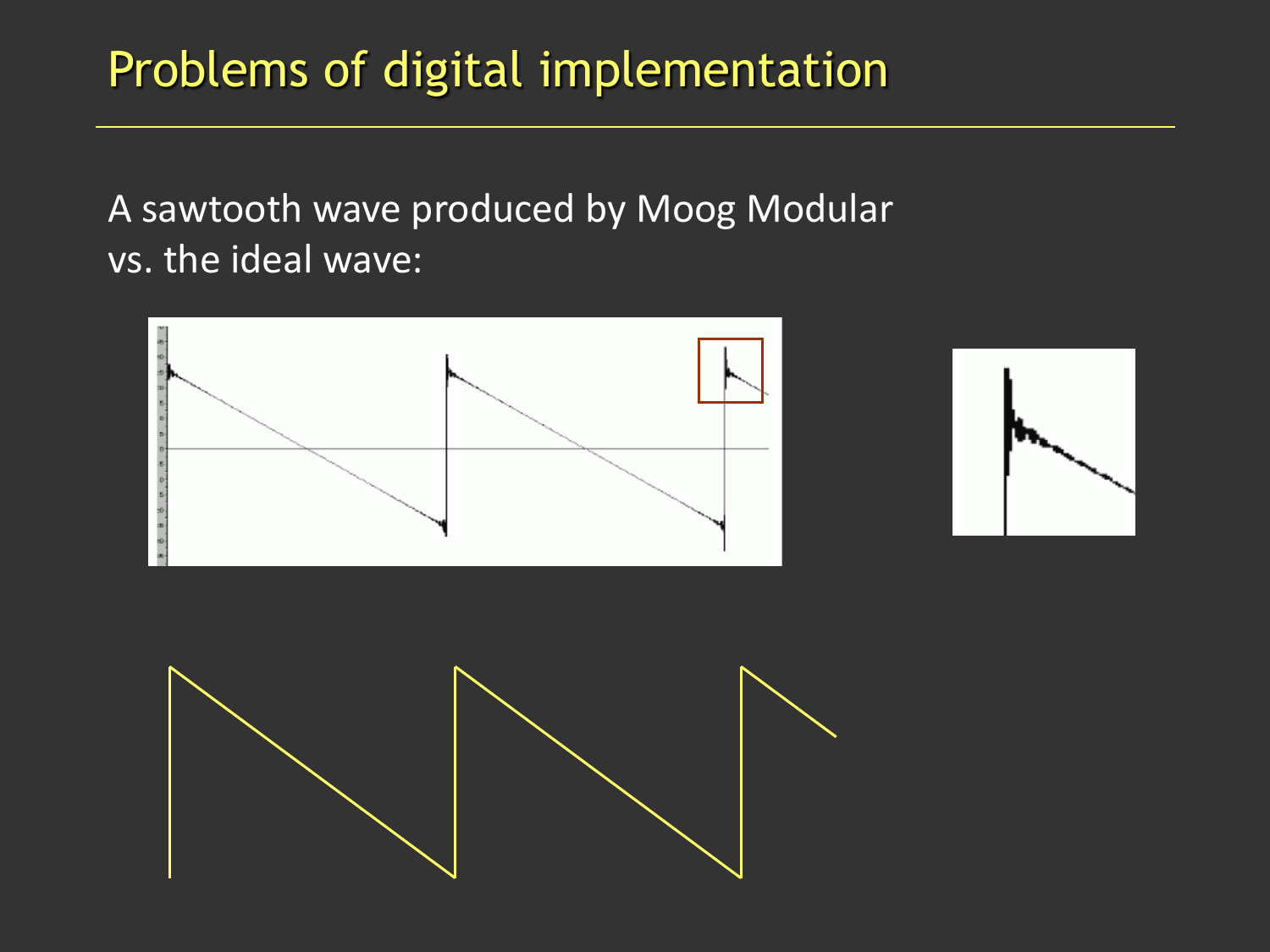# Problems of digital implementation

A sawtooth wave produced by Moog Modular vs. the ideal wave: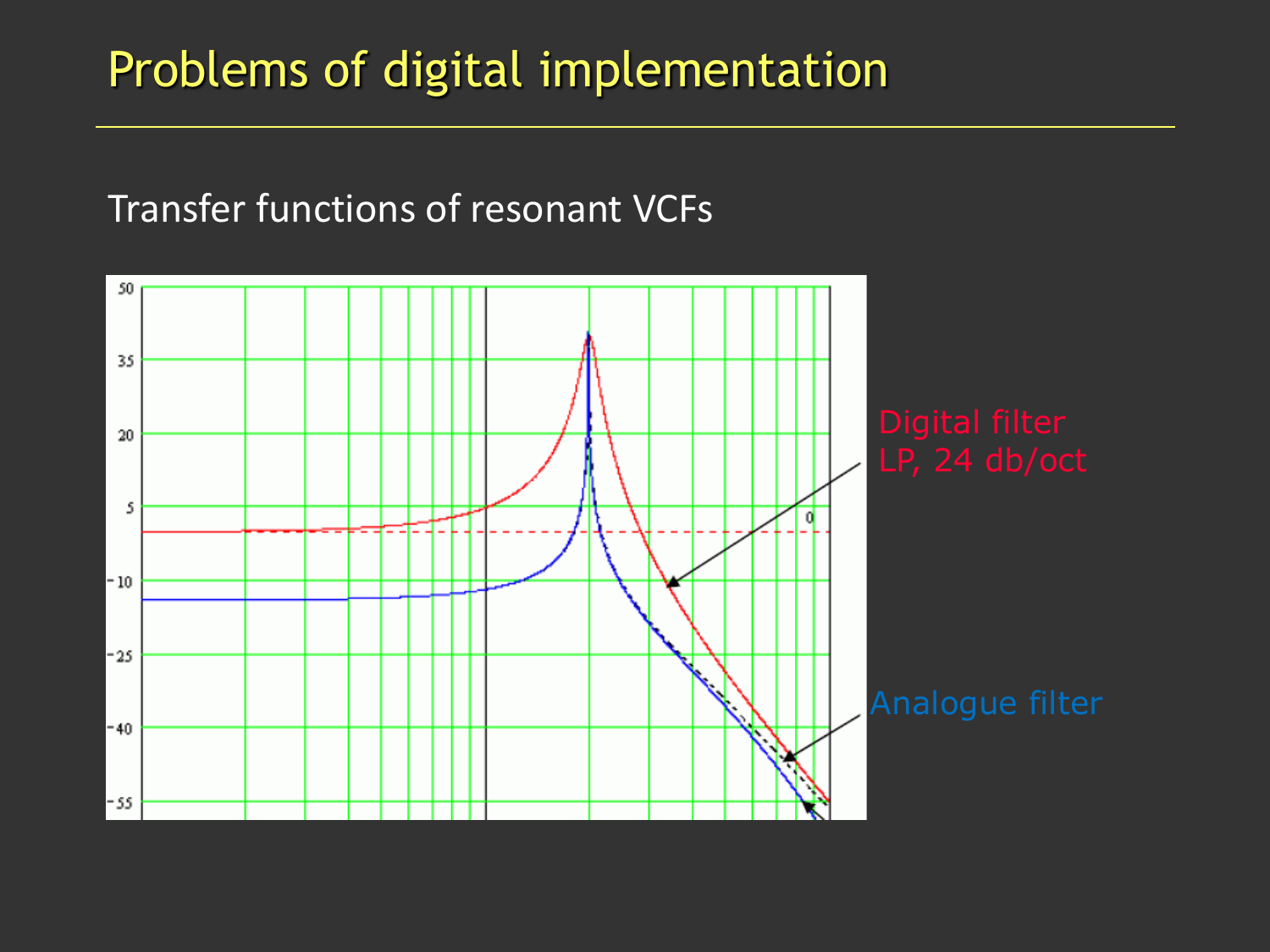# Problems of digital implementation

Transfer functions of resonant VCFs

Digital filter
LP, 24 db/oct

Analogue filter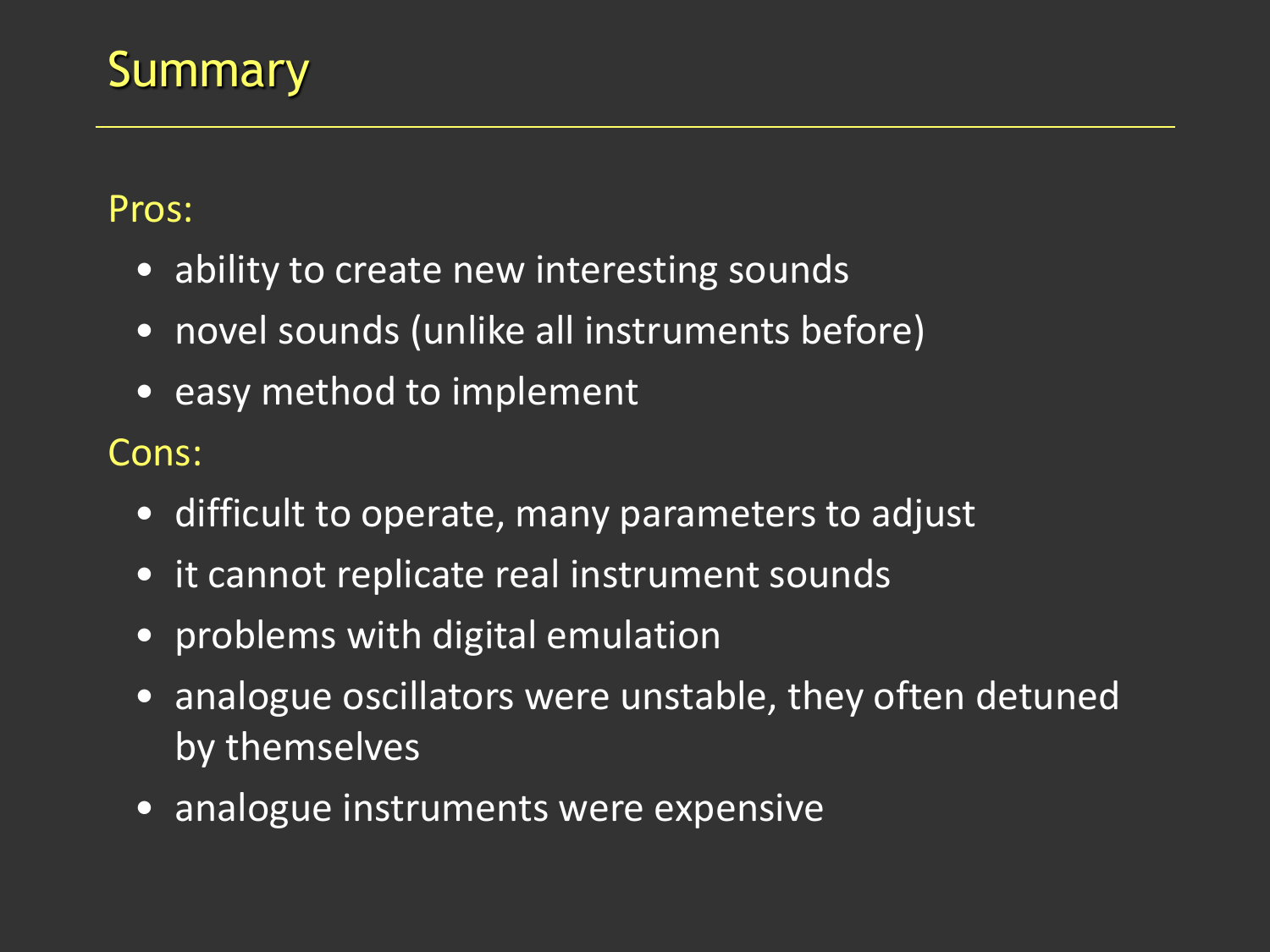# Summary

Pros:

- ability to create new interesting sounds
- novel sounds (unlike all instruments before)
- easy method to implement

Cons:

- difficult to operate, many parameters to adjust
- it cannot replicate real instrument sounds
- problems with digital emulation
- analogue oscillators were unstable, they often detuned by themselves
- analogue instruments were expensive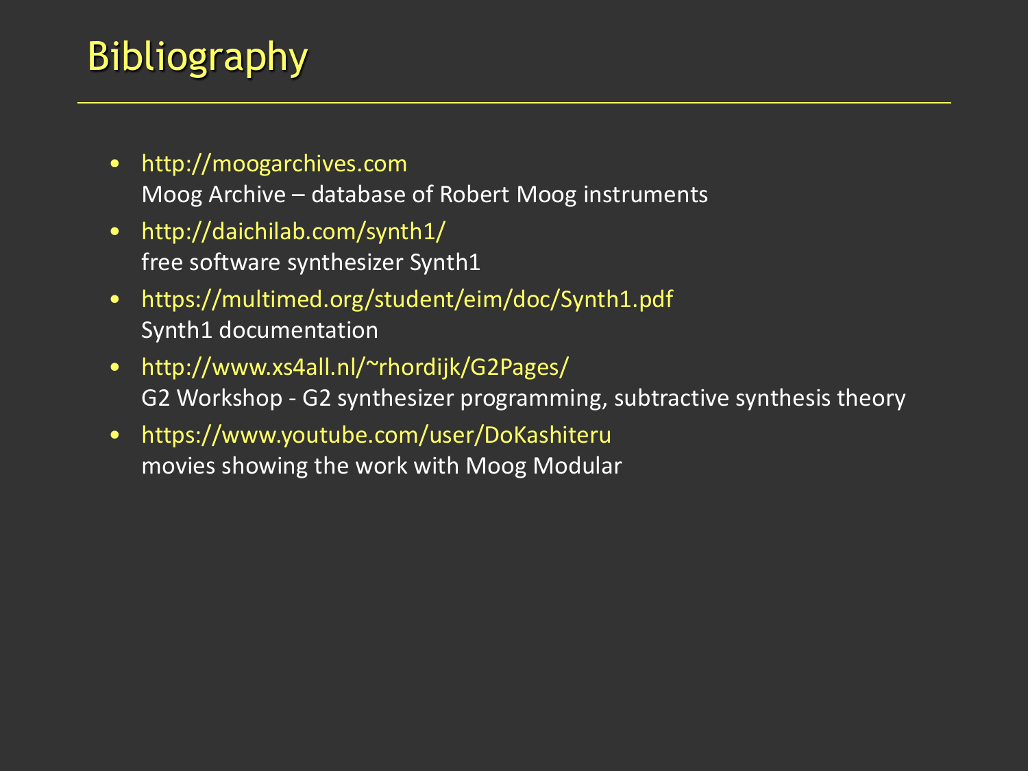# Bibliography

- http://moogarchives.com
  Moog Archive – database of Robert Moog instruments
- http://daichilab.com/synth1/
  free software synthesizer Synth1
- https://multimed.org/student/eim/doc/Synth1.pdf
  Synth1 documentation
- http://www.xs4all.nl/~rhordijk/G2Pages/
  G2 Workshop - G2 synthesizer programming, subtractive synthesis theory
- https://www.youtube.com/user/DoKashiteru
  movies showing the work with Moog Modular